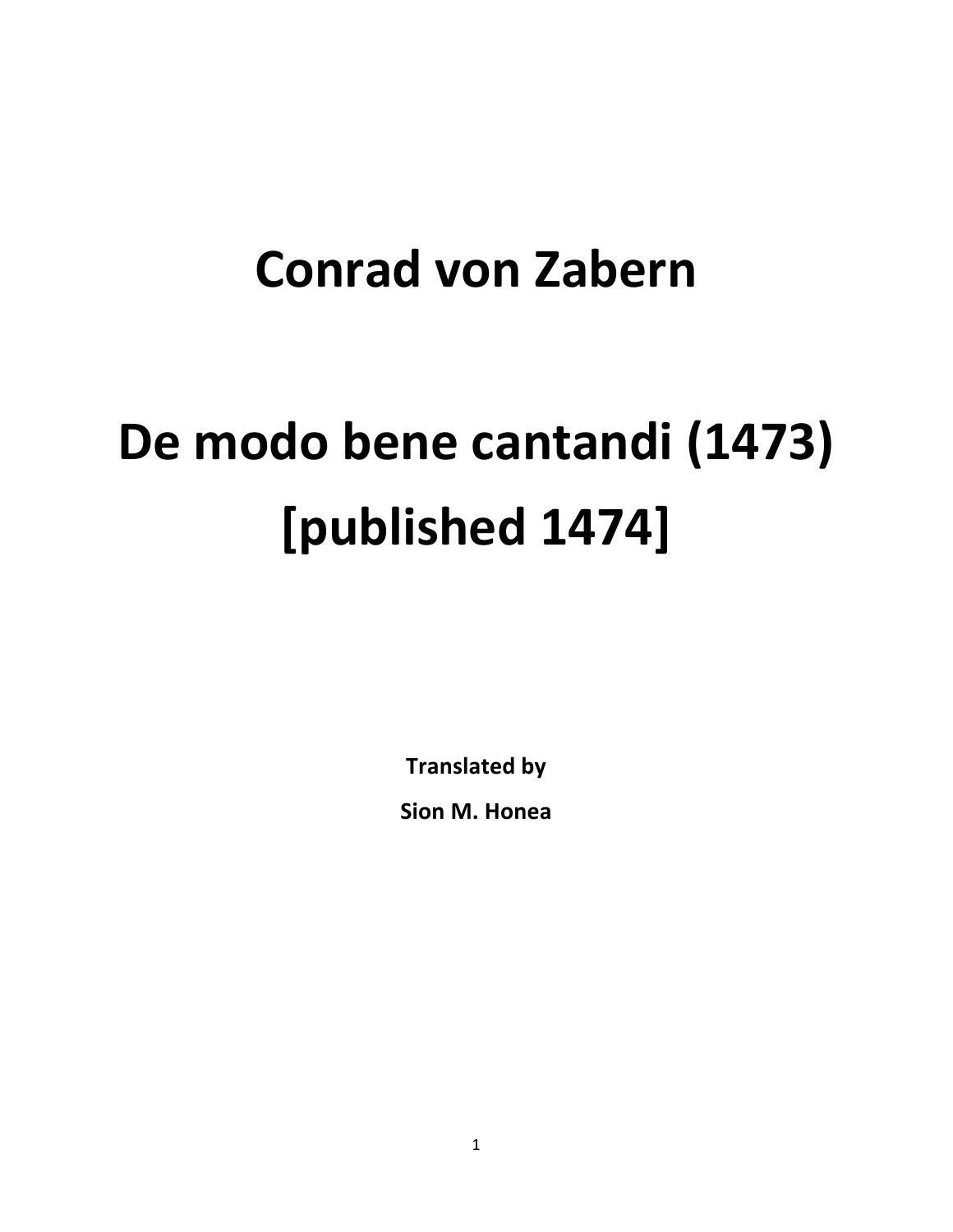# Conrad von Zabern

# De modo bene cantandi (1473) [published 1474]

**Translated by**

**Sion M. Honea**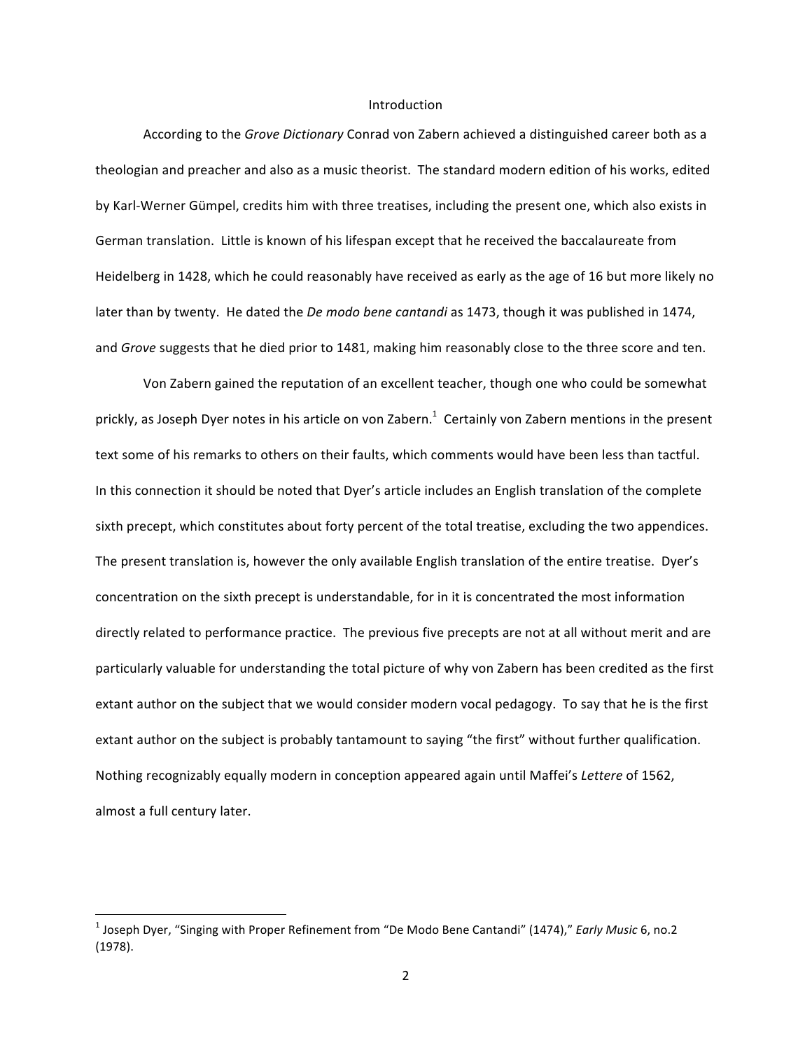# Introduction

According to the *Grove Dictionary* Conrad von Zabern achieved a distinguished career both as a theologian and preacher and also as a music theorist. The standard modern edition of his works, edited by Karl-Werner Gümpel, credits him with three treatises, including the present one, which also exists in German translation. Little is known of his lifespan except that he received the baccalaureate from Heidelberg in 1428, which he could reasonably have received as early as the age of 16 but more likely no later than by twenty. He dated the *De modo bene cantandi* as 1473, though it was published in 1474, and *Grove* suggests that he died prior to 1481, making him reasonably close to the three score and ten.

Von Zabern gained the reputation of an excellent teacher, though one who could be somewhat prickly, as Joseph Dyer notes in his article on von Zabern.[1] Certainly von Zabern mentions in the present text some of his remarks to others on their faults, which comments would have been less than tactful. In this connection it should be noted that Dyer's article includes an English translation of the complete sixth precept, which constitutes about forty percent of the total treatise, excluding the two appendices. The present translation is, however the only available English translation of the entire treatise. Dyer's concentration on the sixth precept is understandable, for in it is concentrated the most information directly related to performance practice. The previous five precepts are not at all without merit and are particularly valuable for understanding the total picture of why von Zabern has been credited as the first extant author on the subject that we would consider modern vocal pedagogy. To say that he is the first extant author on the subject is probably tantamount to saying "the first" without further qualification. Nothing recognizably equally modern in conception appeared again until Maffei's *Lettere* of 1562, almost a full century later.

---

[1] Joseph Dyer, "Singing with Proper Refinement from "De Modo Bene Cantandi" (1474)," *Early Music* 6, no.2 (1978).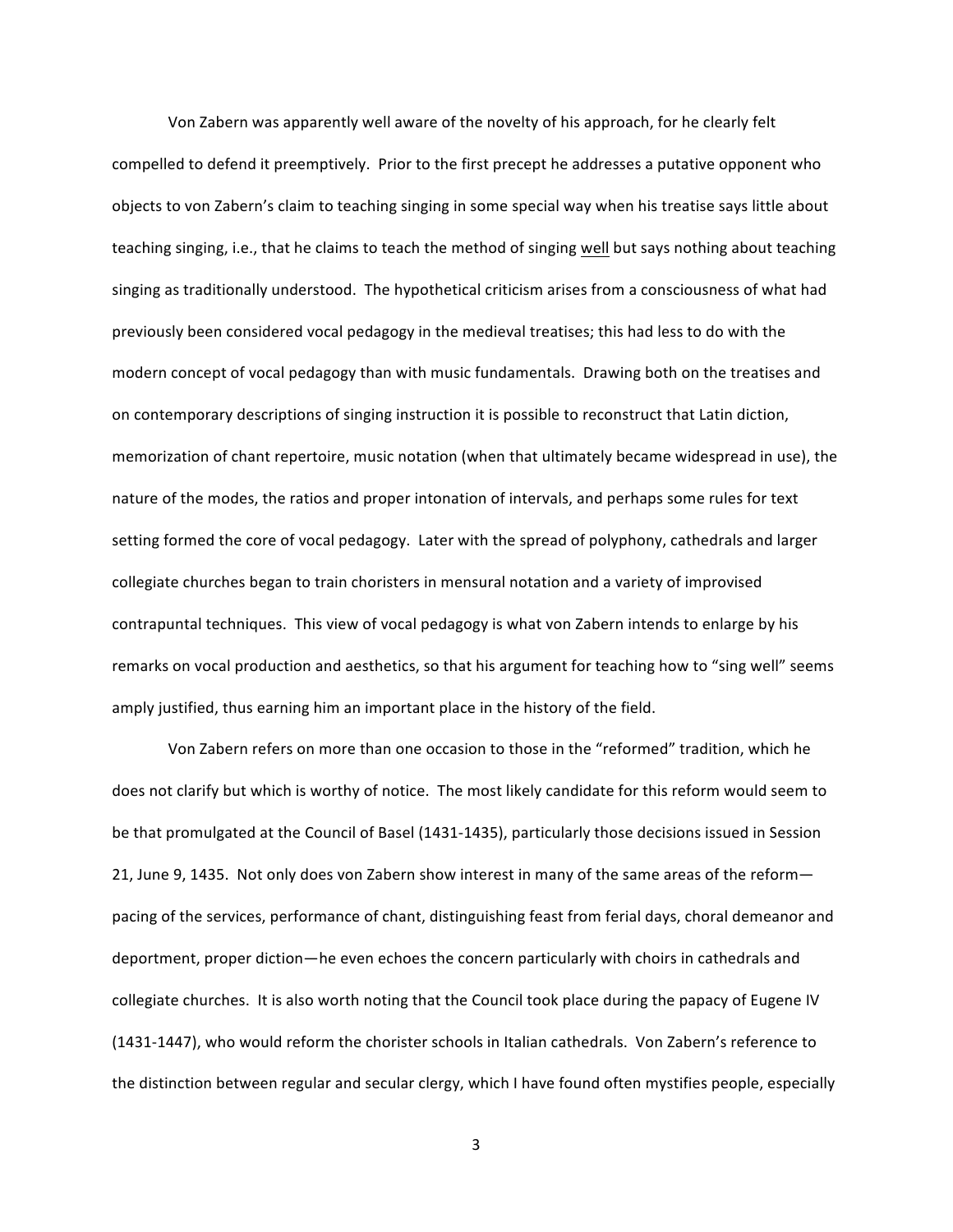Von Zabern was apparently well aware of the novelty of his approach, for he clearly felt compelled to defend it preemptively. Prior to the first precept he addresses a putative opponent who objects to von Zabern's claim to teaching singing in some special way when his treatise says little about teaching singing, i.e., that he claims to teach the method of singing <u>well</u> but says nothing about teaching singing as traditionally understood. The hypothetical criticism arises from a consciousness of what had previously been considered vocal pedagogy in the medieval treatises; this had less to do with the modern concept of vocal pedagogy than with music fundamentals. Drawing both on the treatises and on contemporary descriptions of singing instruction it is possible to reconstruct that Latin diction, memorization of chant repertoire, music notation (when that ultimately became widespread in use), the nature of the modes, the ratios and proper intonation of intervals, and perhaps some rules for text setting formed the core of vocal pedagogy. Later with the spread of polyphony, cathedrals and larger collegiate churches began to train choristers in mensural notation and a variety of improvised contrapuntal techniques. This view of vocal pedagogy is what von Zabern intends to enlarge by his remarks on vocal production and aesthetics, so that his argument for teaching how to "sing well" seems amply justified, thus earning him an important place in the history of the field.

Von Zabern refers on more than one occasion to those in the "reformed" tradition, which he does not clarify but which is worthy of notice. The most likely candidate for this reform would seem to be that promulgated at the Council of Basel (1431-1435), particularly those decisions issued in Session 21, June 9, 1435. Not only does von Zabern show interest in many of the same areas of the reform—pacing of the services, performance of chant, distinguishing feast from ferial days, choral demeanor and deportment, proper diction—he even echoes the concern particularly with choirs in cathedrals and collegiate churches. It is also worth noting that the Council took place during the papacy of Eugene IV (1431-1447), who would reform the chorister schools in Italian cathedrals. Von Zabern's reference to the distinction between regular and secular clergy, which I have found often mystifies people, especially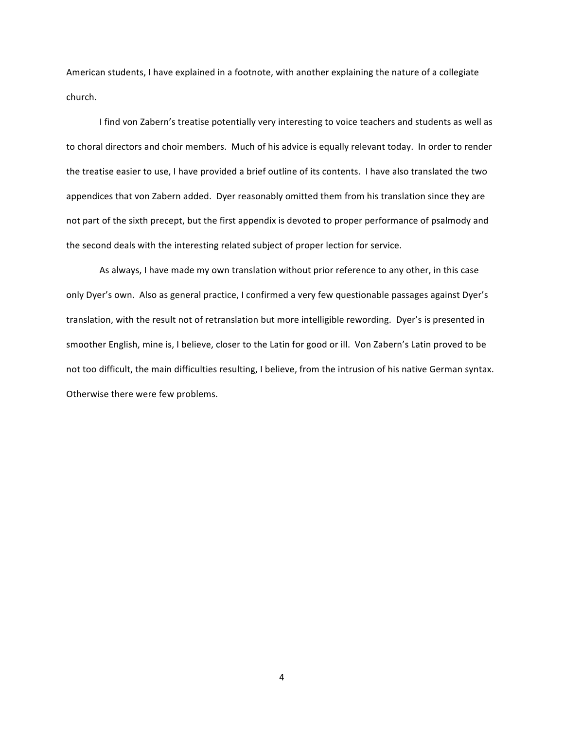American students, I have explained in a footnote, with another explaining the nature of a collegiate church.

I find von Zabern's treatise potentially very interesting to voice teachers and students as well as to choral directors and choir members. Much of his advice is equally relevant today. In order to render the treatise easier to use, I have provided a brief outline of its contents. I have also translated the two appendices that von Zabern added. Dyer reasonably omitted them from his translation since they are not part of the sixth precept, but the first appendix is devoted to proper performance of psalmody and the second deals with the interesting related subject of proper lection for service.

As always, I have made my own translation without prior reference to any other, in this case only Dyer's own. Also as general practice, I confirmed a very few questionable passages against Dyer's translation, with the result not of retranslation but more intelligible rewording. Dyer's is presented in smoother English, mine is, I believe, closer to the Latin for good or ill. Von Zabern's Latin proved to be not too difficult, the main difficulties resulting, I believe, from the intrusion of his native German syntax. Otherwise there were few problems.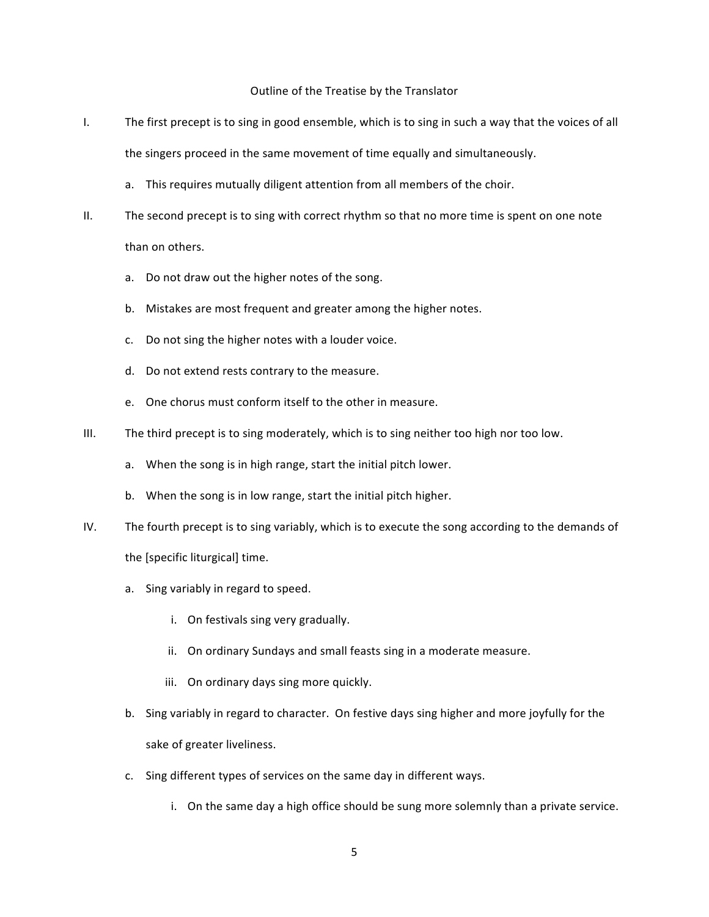Outline of the Treatise by the Translator

I. The first precept is to sing in good ensemble, which is to sing in such a way that the voices of all the singers proceed in the same movement of time equally and simultaneously.

   a. This requires mutually diligent attention from all members of the choir.

II. The second precept is to sing with correct rhythm so that no more time is spent on one note than on others.

   a. Do not draw out the higher notes of the song.

   b. Mistakes are most frequent and greater among the higher notes.

   c. Do not sing the higher notes with a louder voice.

   d. Do not extend rests contrary to the measure.

   e. One chorus must conform itself to the other in measure.

III. The third precept is to sing moderately, which is to sing neither too high nor too low.

   a. When the song is in high range, start the initial pitch lower.

   b. When the song is in low range, start the initial pitch higher.

IV. The fourth precept is to sing variably, which is to execute the song according to the demands of the [specific liturgical] time.

   a. Sing variably in regard to speed.

      i. On festivals sing very gradually.

      ii. On ordinary Sundays and small feasts sing in a moderate measure.

      iii. On ordinary days sing more quickly.

   b. Sing variably in regard to character. On festive days sing higher and more joyfully for the sake of greater liveliness.

   c. Sing different types of services on the same day in different ways.

      i. On the same day a high office should be sung more solemnly than a private service.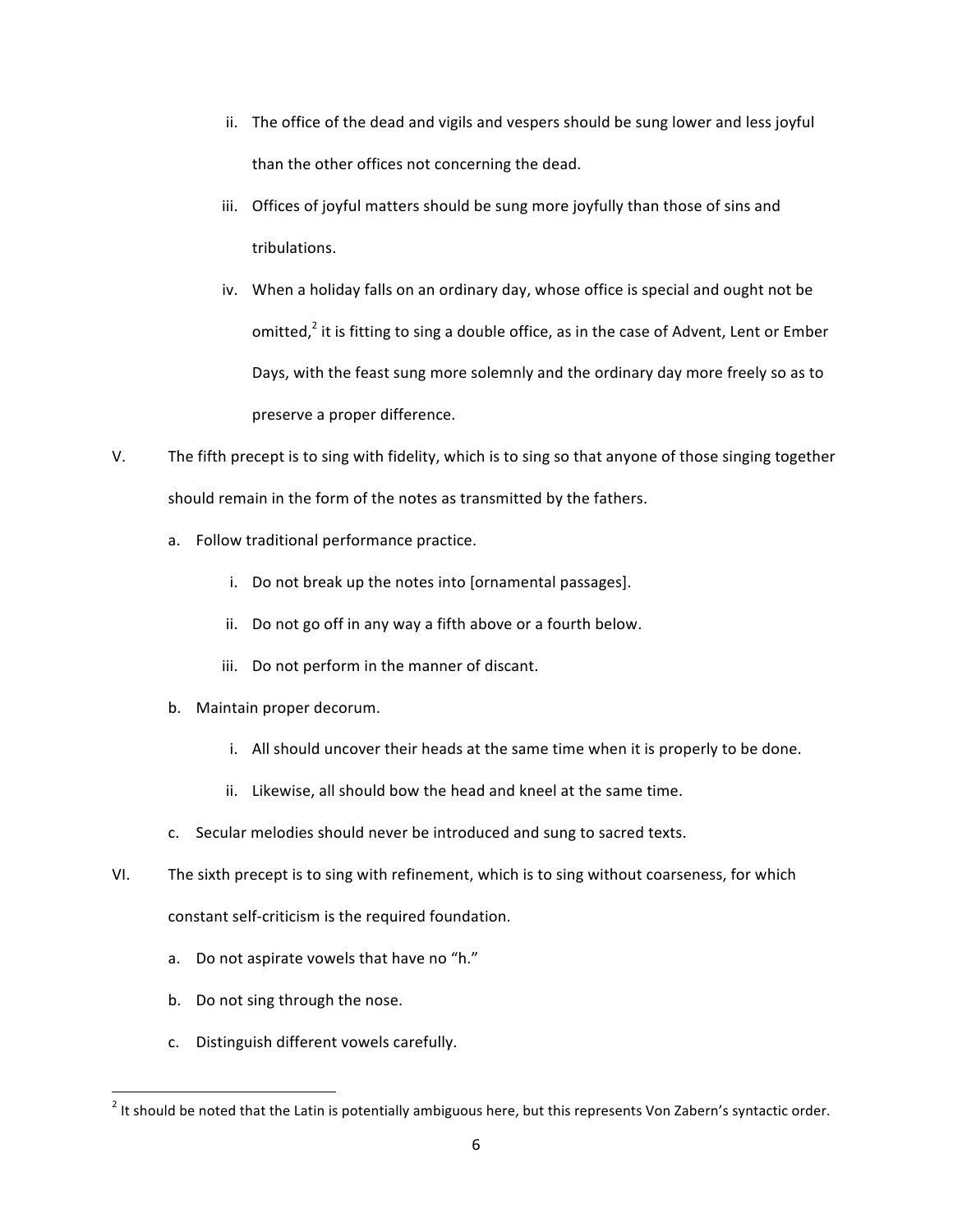ii. The office of the dead and vigils and vespers should be sung lower and less joyful than the other offices not concerning the dead.

iii. Offices of joyful matters should be sung more joyfully than those of sins and tribulations.

iv. When a holiday falls on an ordinary day, whose office is special and ought not be omitted,[2] it is fitting to sing a double office, as in the case of Advent, Lent or Ember Days, with the feast sung more solemnly and the ordinary day more freely so as to preserve a proper difference.

V. The fifth precept is to sing with fidelity, which is to sing so that anyone of those singing together should remain in the form of the notes as transmitted by the fathers.

- a. Follow traditional performance practice.
  - i. Do not break up the notes into [ornamental passages].
  - ii. Do not go off in any way a fifth above or a fourth below.
  - iii. Do not perform in the manner of discant.
- b. Maintain proper decorum.
  - i. All should uncover their heads at the same time when it is properly to be done.
  - ii. Likewise, all should bow the head and kneel at the same time.
- c. Secular melodies should never be introduced and sung to sacred texts.

VI. The sixth precept is to sing with refinement, which is to sing without coarseness, for which constant self-criticism is the required foundation.

- a. Do not aspirate vowels that have no "h."
- b. Do not sing through the nose.
- c. Distinguish different vowels carefully.

---

[2] It should be noted that the Latin is potentially ambiguous here, but this represents Von Zabern's syntactic order.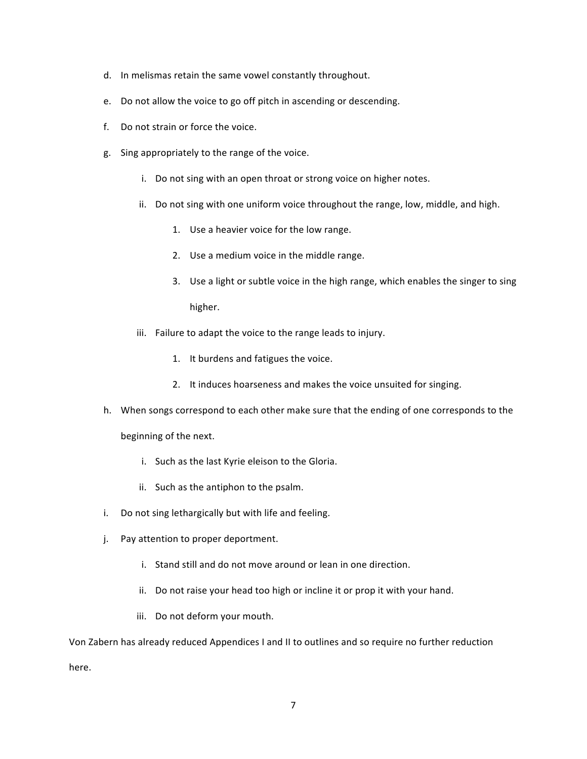d. In melismas retain the same vowel constantly throughout.

e. Do not allow the voice to go off pitch in ascending or descending.

f. Do not strain or force the voice.

g. Sing appropriately to the range of the voice.

    i. Do not sing with an open throat or strong voice on higher notes.

    ii. Do not sing with one uniform voice throughout the range, low, middle, and high.

        1. Use a heavier voice for the low range.

        2. Use a medium voice in the middle range.

        3. Use a light or subtle voice in the high range, which enables the singer to sing higher.

    iii. Failure to adapt the voice to the range leads to injury.

        1. It burdens and fatigues the voice.

        2. It induces hoarseness and makes the voice unsuited for singing.

h. When songs correspond to each other make sure that the ending of one corresponds to the beginning of the next.

    i. Such as the last Kyrie eleison to the Gloria.

    ii. Such as the antiphon to the psalm.

i. Do not sing lethargically but with life and feeling.

j. Pay attention to proper deportment.

    i. Stand still and do not move around or lean in one direction.

    ii. Do not raise your head too high or incline it or prop it with your hand.

    iii. Do not deform your mouth.

Von Zabern has already reduced Appendices I and II to outlines and so require no further reduction here.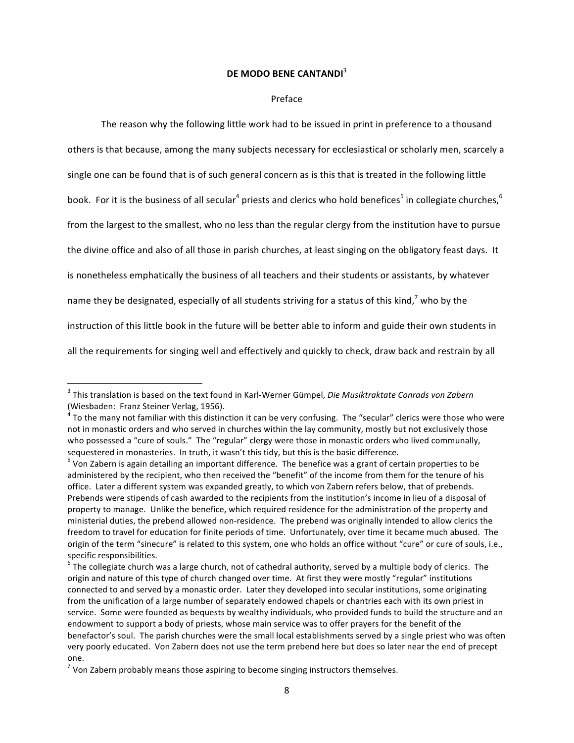## DE MODO BENE CANTANDI[3]

Preface

The reason why the following little work had to be issued in print in preference to a thousand others is that because, among the many subjects necessary for ecclesiastical or scholarly men, scarcely a single one can be found that is of such general concern as is this that is treated in the following little book. For it is the business of all secular[4] priests and clerics who hold benefices[5] in collegiate churches,[6] from the largest to the smallest, who no less than the regular clergy from the institution have to pursue the divine office and also of all those in parish churches, at least singing on the obligatory feast days. It is nonetheless emphatically the business of all teachers and their students or assistants, by whatever name they be designated, especially of all students striving for a status of this kind,[7] who by the instruction of this little book in the future will be better able to inform and guide their own students in all the requirements for singing well and effectively and quickly to check, draw back and restrain by all

---

[3] This translation is based on the text found in Karl-Werner Gümpel, *Die Musiktraktate Conrads von Zabern* (Wiesbaden: Franz Steiner Verlag, 1956).

[4] To the many not familiar with this distinction it can be very confusing. The "secular" clerics were those who were not in monastic orders and who served in churches within the lay community, mostly but not exclusively those who possessed a "cure of souls." The "regular" clergy were those in monastic orders who lived communally, sequestered in monasteries. In truth, it wasn't this tidy, but this is the basic difference.

[5] Von Zabern is again detailing an important difference. The benefice was a grant of certain properties to be administered by the recipient, who then received the "benefit" of the income from them for the tenure of his office. Later a different system was expanded greatly, to which von Zabern refers below, that of prebends. Prebends were stipends of cash awarded to the recipients from the institution's income in lieu of a disposal of property to manage. Unlike the benefice, which required residence for the administration of the property and ministerial duties, the prebend allowed non-residence. The prebend was originally intended to allow clerics the freedom to travel for education for finite periods of time. Unfortunately, over time it became much abused. The origin of the term "sinecure" is related to this system, one who holds an office without "cure" or cure of souls, i.e., specific responsibilities.

[6] The collegiate church was a large church, not of cathedral authority, served by a multiple body of clerics. The origin and nature of this type of church changed over time. At first they were mostly "regular" institutions connected to and served by a monastic order. Later they developed into secular institutions, some originating from the unification of a large number of separately endowed chapels or chantries each with its own priest in service. Some were founded as bequests by wealthy individuals, who provided funds to build the structure and an endowment to support a body of priests, whose main service was to offer prayers for the benefit of the benefactor's soul. The parish churches were the small local establishments served by a single priest who was often very poorly educated. Von Zabern does not use the term prebend here but does so later near the end of precept one.

[7] Von Zabern probably means those aspiring to become singing instructors themselves.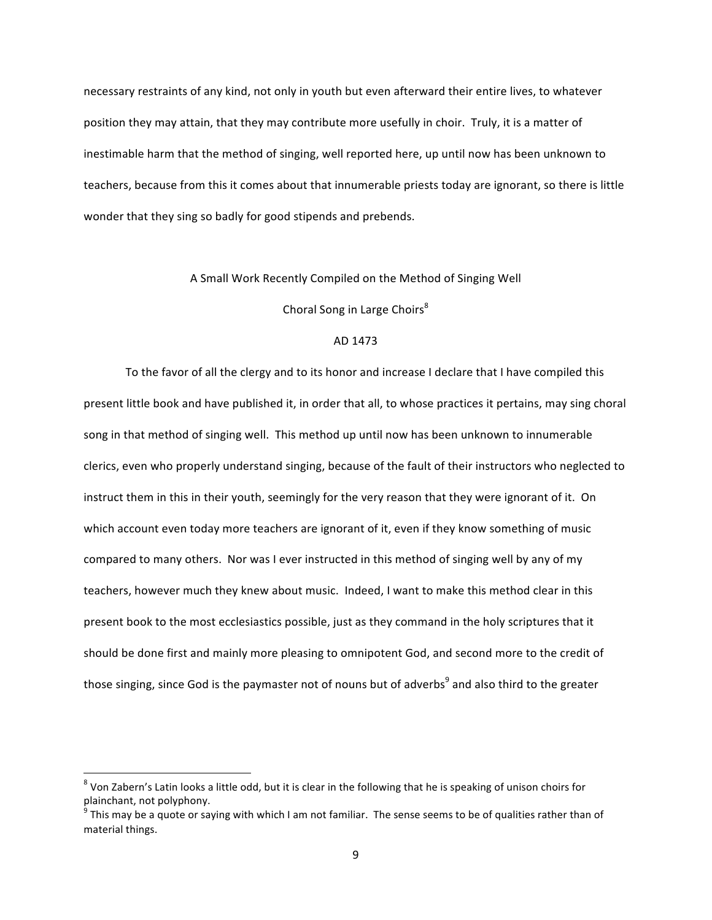necessary restraints of any kind, not only in youth but even afterward their entire lives, to whatever position they may attain, that they may contribute more usefully in choir. Truly, it is a matter of inestimable harm that the method of singing, well reported here, up until now has been unknown to teachers, because from this it comes about that innumerable priests today are ignorant, so there is little wonder that they sing so badly for good stipends and prebends.

A Small Work Recently Compiled on the Method of Singing Well

Choral Song in Large Choirs[8]

AD 1473

To the favor of all the clergy and to its honor and increase I declare that I have compiled this present little book and have published it, in order that all, to whose practices it pertains, may sing choral song in that method of singing well. This method up until now has been unknown to innumerable clerics, even who properly understand singing, because of the fault of their instructors who neglected to instruct them in this in their youth, seemingly for the very reason that they were ignorant of it. On which account even today more teachers are ignorant of it, even if they know something of music compared to many others. Nor was I ever instructed in this method of singing well by any of my teachers, however much they knew about music. Indeed, I want to make this method clear in this present book to the most ecclesiastics possible, just as they command in the holy scriptures that it should be done first and mainly more pleasing to omnipotent God, and second more to the credit of those singing, since God is the paymaster not of nouns but of adverbs[9] and also third to the greater

---

[8] Von Zabern's Latin looks a little odd, but it is clear in the following that he is speaking of unison choirs for plainchant, not polyphony.

[9] This may be a quote or saying with which I am not familiar. The sense seems to be of qualities rather than of material things.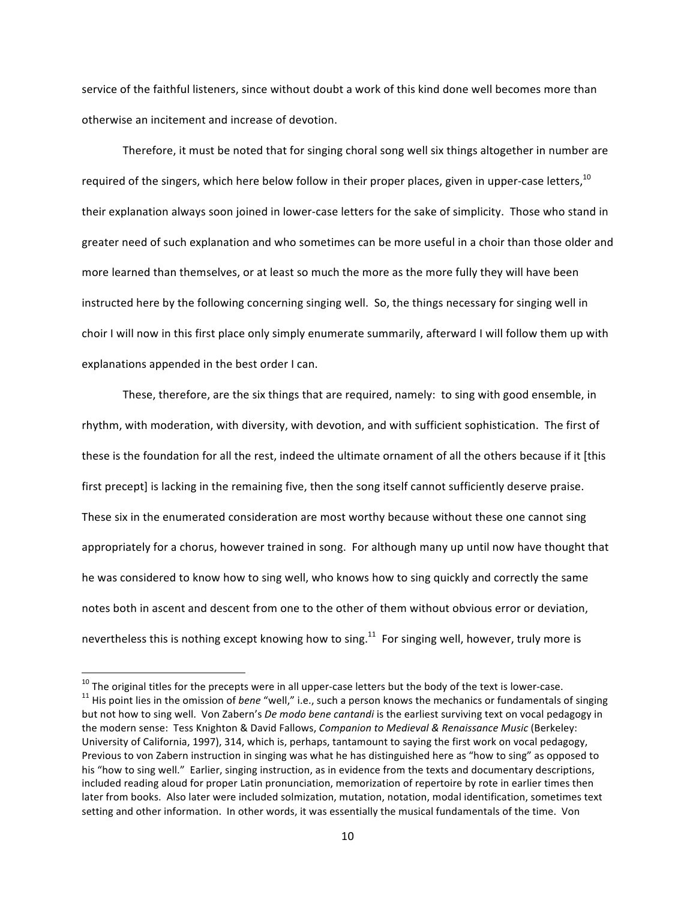service of the faithful listeners, since without doubt a work of this kind done well becomes more than otherwise an incitement and increase of devotion.

Therefore, it must be noted that for singing choral song well six things altogether in number are required of the singers, which here below follow in their proper places, given in upper-case letters,[10] their explanation always soon joined in lower-case letters for the sake of simplicity. Those who stand in greater need of such explanation and who sometimes can be more useful in a choir than those older and more learned than themselves, or at least so much the more as the more fully they will have been instructed here by the following concerning singing well. So, the things necessary for singing well in choir I will now in this first place only simply enumerate summarily, afterward I will follow them up with explanations appended in the best order I can.

These, therefore, are the six things that are required, namely: to sing with good ensemble, in rhythm, with moderation, with diversity, with devotion, and with sufficient sophistication. The first of these is the foundation for all the rest, indeed the ultimate ornament of all the others because if it [this first precept] is lacking in the remaining five, then the song itself cannot sufficiently deserve praise. These six in the enumerated consideration are most worthy because without these one cannot sing appropriately for a chorus, however trained in song. For although many up until now have thought that he was considered to know how to sing well, who knows how to sing quickly and correctly the same notes both in ascent and descent from one to the other of them without obvious error or deviation, nevertheless this is nothing except knowing how to sing.[11] For singing well, however, truly more is

---

[10] The original titles for the precepts were in all upper-case letters but the body of the text is lower-case.

[11] His point lies in the omission of *bene* "well," i.e., such a person knows the mechanics or fundamentals of singing but not how to sing well. Von Zabern's *De modo bene cantandi* is the earliest surviving text on vocal pedagogy in the modern sense: Tess Knighton & David Fallows, *Companion to Medieval & Renaissance Music* (Berkeley: University of California, 1997), 314, which is, perhaps, tantamount to saying the first work on vocal pedagogy, Previous to von Zabern instruction in singing was what he has distinguished here as "how to sing" as opposed to his "how to sing well." Earlier, singing instruction, as in evidence from the texts and documentary descriptions, included reading aloud for proper Latin pronunciation, memorization of repertoire by rote in earlier times then later from books. Also later were included solmization, mutation, notation, modal identification, sometimes text setting and other information. In other words, it was essentially the musical fundamentals of the time. Von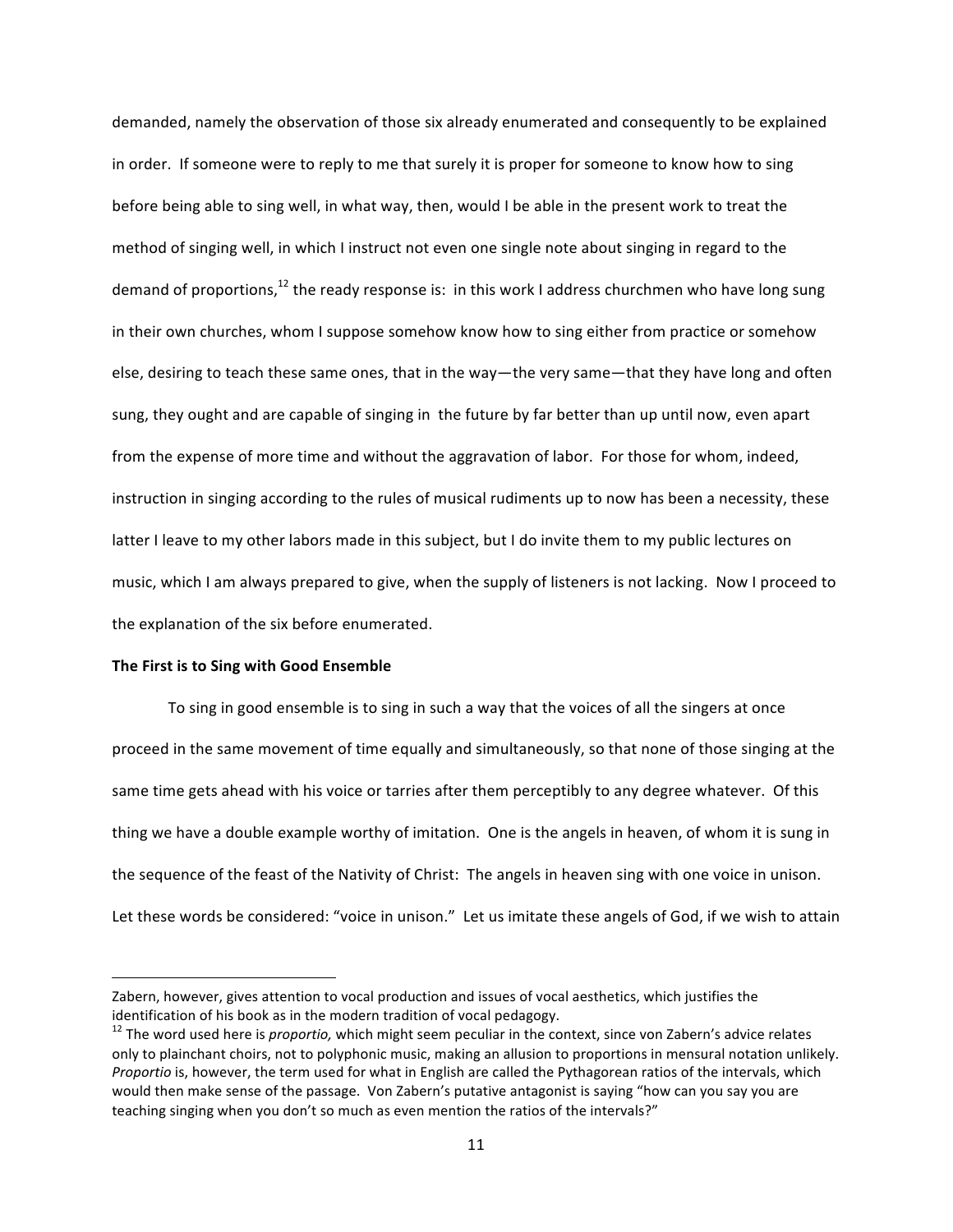demanded, namely the observation of those six already enumerated and consequently to be explained in order. If someone were to reply to me that surely it is proper for someone to know how to sing before being able to sing well, in what way, then, would I be able in the present work to treat the method of singing well, in which I instruct not even one single note about singing in regard to the demand of proportions,[12] the ready response is: in this work I address churchmen who have long sung in their own churches, whom I suppose somehow know how to sing either from practice or somehow else, desiring to teach these same ones, that in the way—the very same—that they have long and often sung, they ought and are capable of singing in the future by far better than up until now, even apart from the expense of more time and without the aggravation of labor. For those for whom, indeed, instruction in singing according to the rules of musical rudiments up to now has been a necessity, these latter I leave to my other labors made in this subject, but I do invite them to my public lectures on music, which I am always prepared to give, when the supply of listeners is not lacking. Now I proceed to the explanation of the six before enumerated.

**The First is to Sing with Good Ensemble**

To sing in good ensemble is to sing in such a way that the voices of all the singers at once proceed in the same movement of time equally and simultaneously, so that none of those singing at the same time gets ahead with his voice or tarries after them perceptibly to any degree whatever. Of this thing we have a double example worthy of imitation. One is the angels in heaven, of whom it is sung in the sequence of the feast of the Nativity of Christ: The angels in heaven sing with one voice in unison. Let these words be considered: "voice in unison." Let us imitate these angels of God, if we wish to attain

---

Zabern, however, gives attention to vocal production and issues of vocal aesthetics, which justifies the identification of his book as in the modern tradition of vocal pedagogy.

[12] The word used here is *proportio,* which might seem peculiar in the context, since von Zabern's advice relates only to plainchant choirs, not to polyphonic music, making an allusion to proportions in mensural notation unlikely. *Proportio* is, however, the term used for what in English are called the Pythagorean ratios of the intervals, which would then make sense of the passage. Von Zabern's putative antagonist is saying "how can you say you are teaching singing when you don't so much as even mention the ratios of the intervals?"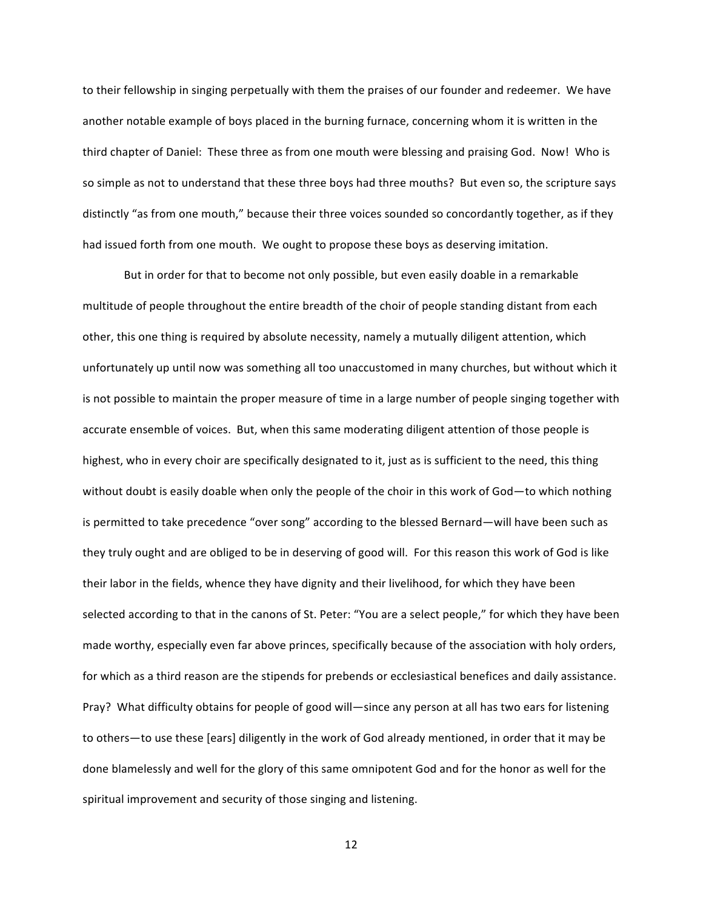to their fellowship in singing perpetually with them the praises of our founder and redeemer. We have another notable example of boys placed in the burning furnace, concerning whom it is written in the third chapter of Daniel: These three as from one mouth were blessing and praising God. Now! Who is so simple as not to understand that these three boys had three mouths? But even so, the scripture says distinctly "as from one mouth," because their three voices sounded so concordantly together, as if they had issued forth from one mouth. We ought to propose these boys as deserving imitation.

But in order for that to become not only possible, but even easily doable in a remarkable multitude of people throughout the entire breadth of the choir of people standing distant from each other, this one thing is required by absolute necessity, namely a mutually diligent attention, which unfortunately up until now was something all too unaccustomed in many churches, but without which it is not possible to maintain the proper measure of time in a large number of people singing together with accurate ensemble of voices. But, when this same moderating diligent attention of those people is highest, who in every choir are specifically designated to it, just as is sufficient to the need, this thing without doubt is easily doable when only the people of the choir in this work of God—to which nothing is permitted to take precedence "over song" according to the blessed Bernard—will have been such as they truly ought and are obliged to be in deserving of good will. For this reason this work of God is like their labor in the fields, whence they have dignity and their livelihood, for which they have been selected according to that in the canons of St. Peter: "You are a select people," for which they have been made worthy, especially even far above princes, specifically because of the association with holy orders, for which as a third reason are the stipends for prebends or ecclesiastical benefices and daily assistance. Pray? What difficulty obtains for people of good will—since any person at all has two ears for listening to others—to use these [ears] diligently in the work of God already mentioned, in order that it may be done blamelessly and well for the glory of this same omnipotent God and for the honor as well for the spiritual improvement and security of those singing and listening.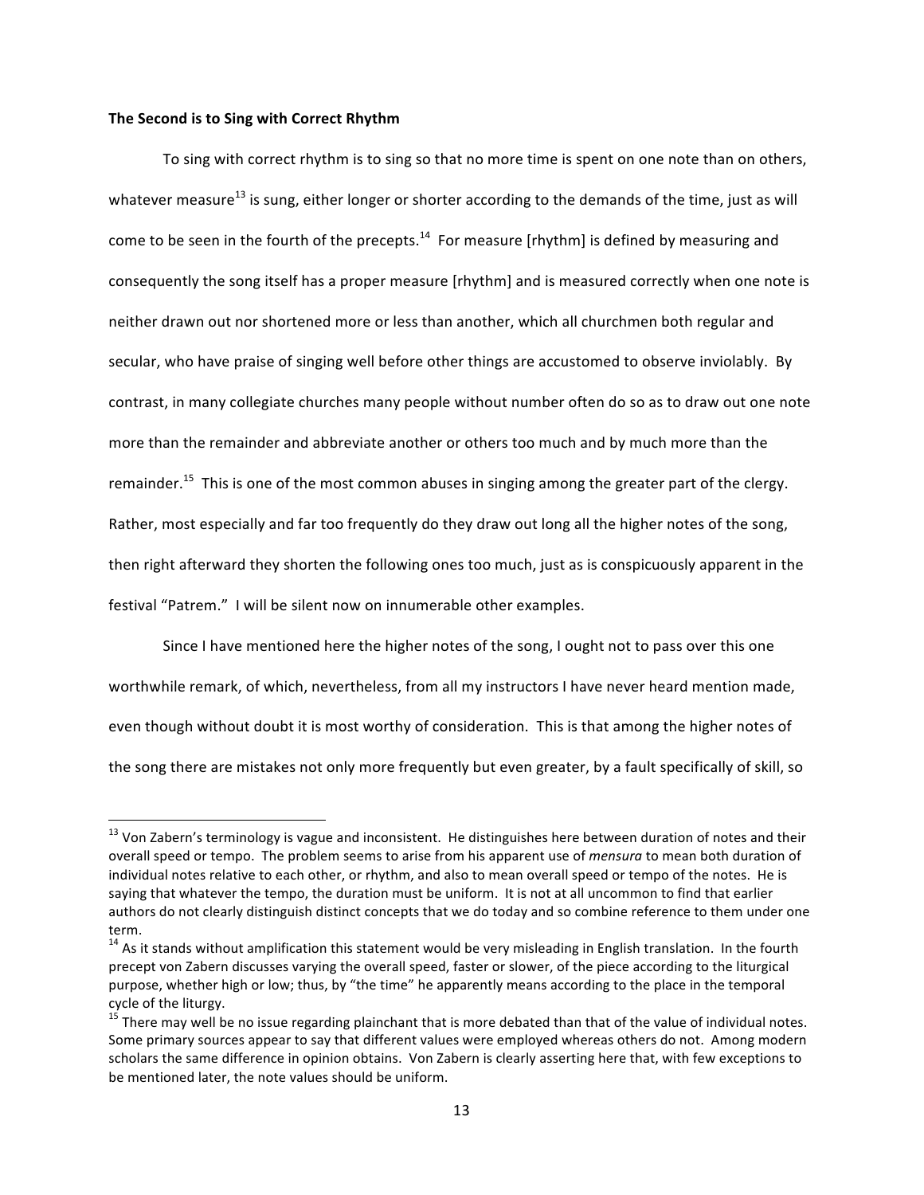**The Second is to Sing with Correct Rhythm**

To sing with correct rhythm is to sing so that no more time is spent on one note than on others, whatever measure[13] is sung, either longer or shorter according to the demands of the time, just as will come to be seen in the fourth of the precepts.[14] For measure [rhythm] is defined by measuring and consequently the song itself has a proper measure [rhythm] and is measured correctly when one note is neither drawn out nor shortened more or less than another, which all churchmen both regular and secular, who have praise of singing well before other things are accustomed to observe inviolably. By contrast, in many collegiate churches many people without number often do so as to draw out one note more than the remainder and abbreviate another or others too much and by much more than the remainder.[15] This is one of the most common abuses in singing among the greater part of the clergy. Rather, most especially and far too frequently do they draw out long all the higher notes of the song, then right afterward they shorten the following ones too much, just as is conspicuously apparent in the festival "Patrem." I will be silent now on innumerable other examples.

Since I have mentioned here the higher notes of the song, I ought not to pass over this one worthwhile remark, of which, nevertheless, from all my instructors I have never heard mention made, even though without doubt it is most worthy of consideration. This is that among the higher notes of the song there are mistakes not only more frequently but even greater, by a fault specifically of skill, so

---

[13] Von Zabern's terminology is vague and inconsistent. He distinguishes here between duration of notes and their overall speed or tempo. The problem seems to arise from his apparent use of *mensura* to mean both duration of individual notes relative to each other, or rhythm, and also to mean overall speed or tempo of the notes. He is saying that whatever the tempo, the duration must be uniform. It is not at all uncommon to find that earlier authors do not clearly distinguish distinct concepts that we do today and so combine reference to them under one term.

[14] As it stands without amplification this statement would be very misleading in English translation. In the fourth precept von Zabern discusses varying the overall speed, faster or slower, of the piece according to the liturgical purpose, whether high or low; thus, by "the time" he apparently means according to the place in the temporal cycle of the liturgy.

[15] There may well be no issue regarding plainchant that is more debated than that of the value of individual notes. Some primary sources appear to say that different values were employed whereas others do not. Among modern scholars the same difference in opinion obtains. Von Zabern is clearly asserting here that, with few exceptions to be mentioned later, the note values should be uniform.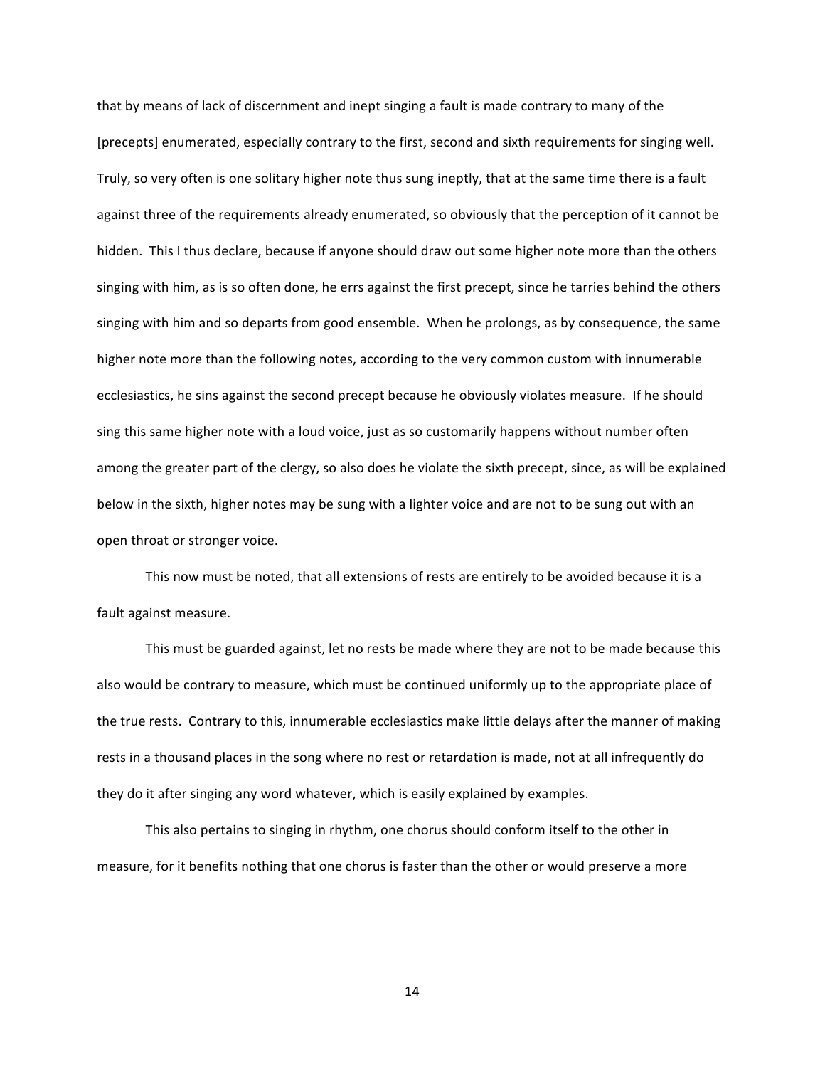that by means of lack of discernment and inept singing a fault is made contrary to many of the [precepts] enumerated, especially contrary to the first, second and sixth requirements for singing well. Truly, so very often is one solitary higher note thus sung ineptly, that at the same time there is a fault against three of the requirements already enumerated, so obviously that the perception of it cannot be hidden. This I thus declare, because if anyone should draw out some higher note more than the others singing with him, as is so often done, he errs against the first precept, since he tarries behind the others singing with him and so departs from good ensemble. When he prolongs, as by consequence, the same higher note more than the following notes, according to the very common custom with innumerable ecclesiastics, he sins against the second precept because he obviously violates measure. If he should sing this same higher note with a loud voice, just as so customarily happens without number often among the greater part of the clergy, so also does he violate the sixth precept, since, as will be explained below in the sixth, higher notes may be sung with a lighter voice and are not to be sung out with an open throat or stronger voice.

This now must be noted, that all extensions of rests are entirely to be avoided because it is a fault against measure.

This must be guarded against, let no rests be made where they are not to be made because this also would be contrary to measure, which must be continued uniformly up to the appropriate place of the true rests. Contrary to this, innumerable ecclesiastics make little delays after the manner of making rests in a thousand places in the song where no rest or retardation is made, not at all infrequently do they do it after singing any word whatever, which is easily explained by examples.

This also pertains to singing in rhythm, one chorus should conform itself to the other in measure, for it benefits nothing that one chorus is faster than the other or would preserve a more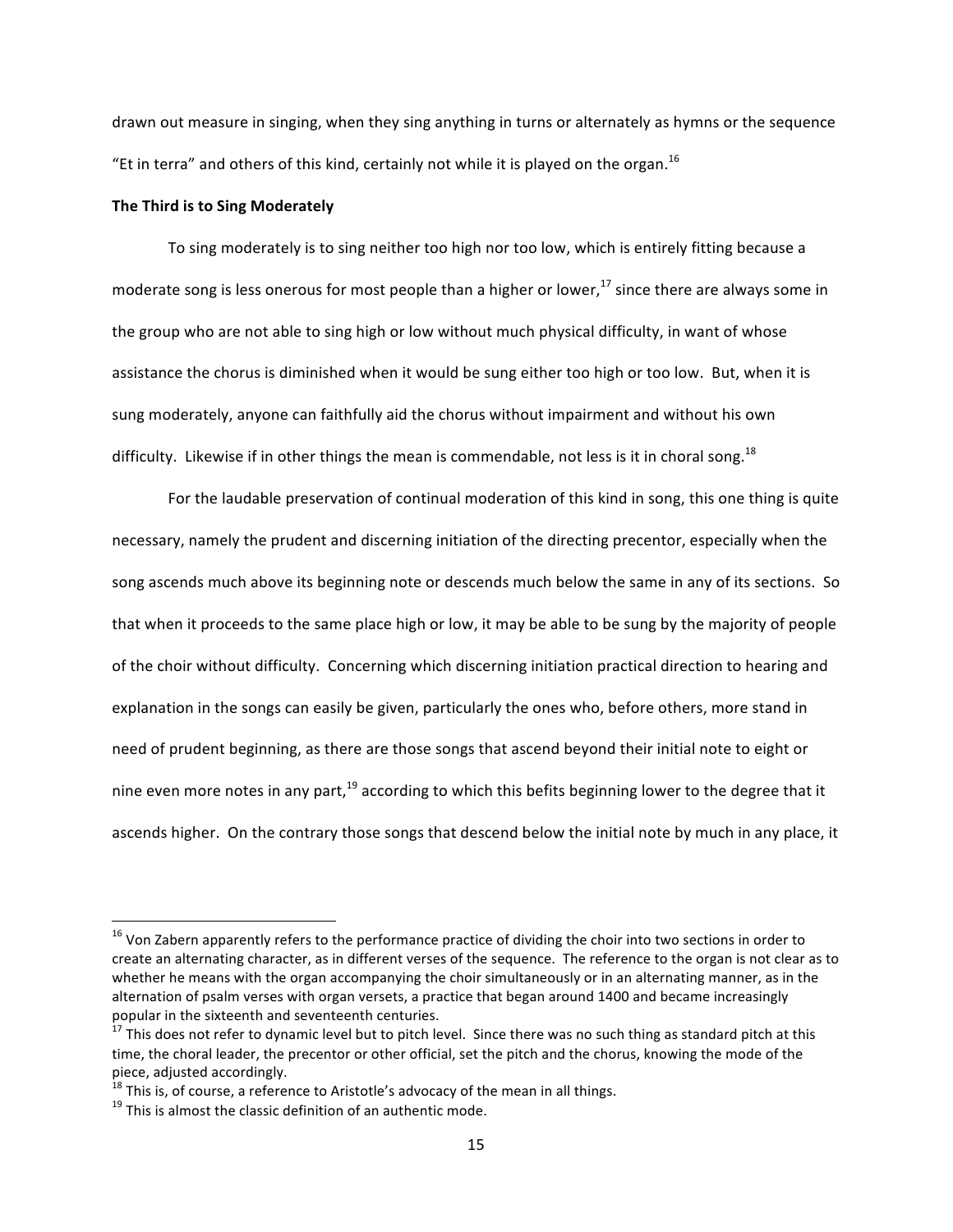drawn out measure in singing, when they sing anything in turns or alternately as hymns or the sequence "Et in terra" and others of this kind, certainly not while it is played on the organ.[16]

**The Third is to Sing Moderately**

To sing moderately is to sing neither too high nor too low, which is entirely fitting because a moderate song is less onerous for most people than a higher or lower,[17] since there are always some in the group who are not able to sing high or low without much physical difficulty, in want of whose assistance the chorus is diminished when it would be sung either too high or too low. But, when it is sung moderately, anyone can faithfully aid the chorus without impairment and without his own difficulty. Likewise if in other things the mean is commendable, not less is it in choral song.[18]

For the laudable preservation of continual moderation of this kind in song, this one thing is quite necessary, namely the prudent and discerning initiation of the directing precentor, especially when the song ascends much above its beginning note or descends much below the same in any of its sections. So that when it proceeds to the same place high or low, it may be able to be sung by the majority of people of the choir without difficulty. Concerning which discerning initiation practical direction to hearing and explanation in the songs can easily be given, particularly the ones who, before others, more stand in need of prudent beginning, as there are those songs that ascend beyond their initial note to eight or nine even more notes in any part,[19] according to which this befits beginning lower to the degree that it ascends higher. On the contrary those songs that descend below the initial note by much in any place, it

---

[16] Von Zabern apparently refers to the performance practice of dividing the choir into two sections in order to create an alternating character, as in different verses of the sequence. The reference to the organ is not clear as to whether he means with the organ accompanying the choir simultaneously or in an alternating manner, as in the alternation of psalm verses with organ versets, a practice that began around 1400 and became increasingly popular in the sixteenth and seventeenth centuries.

[17] This does not refer to dynamic level but to pitch level. Since there was no such thing as standard pitch at this time, the choral leader, the precentor or other official, set the pitch and the chorus, knowing the mode of the piece, adjusted accordingly.

[18] This is, of course, a reference to Aristotle's advocacy of the mean in all things.

[19] This is almost the classic definition of an authentic mode.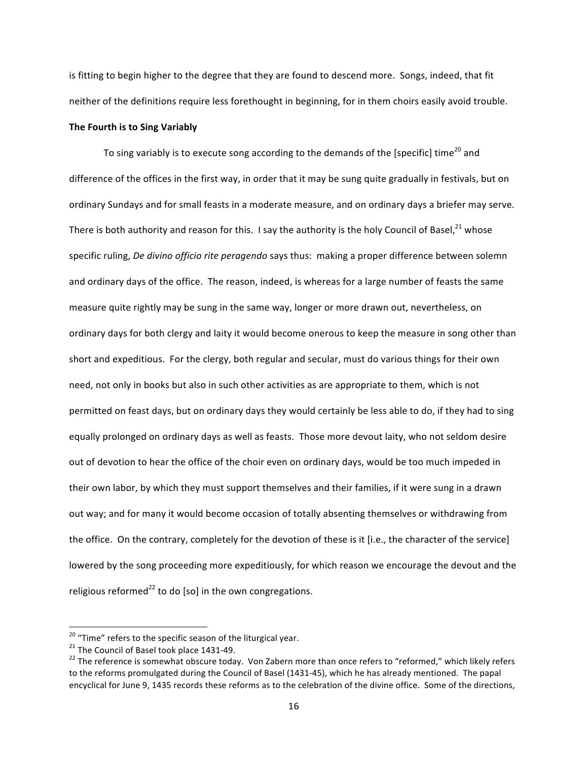is fitting to begin higher to the degree that they are found to descend more. Songs, indeed, that fit neither of the definitions require less forethought in beginning, for in them choirs easily avoid trouble.

**The Fourth is to Sing Variably**

To sing variably is to execute song according to the demands of the [specific] time[20] and difference of the offices in the first way, in order that it may be sung quite gradually in festivals, but on ordinary Sundays and for small feasts in a moderate measure, and on ordinary days a briefer may serve. There is both authority and reason for this. I say the authority is the holy Council of Basel,[21] whose specific ruling, *De divino officio rite peragendo* says thus: making a proper difference between solemn and ordinary days of the office. The reason, indeed, is whereas for a large number of feasts the same measure quite rightly may be sung in the same way, longer or more drawn out, nevertheless, on ordinary days for both clergy and laity it would become onerous to keep the measure in song other than short and expeditious. For the clergy, both regular and secular, must do various things for their own need, not only in books but also in such other activities as are appropriate to them, which is not permitted on feast days, but on ordinary days they would certainly be less able to do, if they had to sing equally prolonged on ordinary days as well as feasts. Those more devout laity, who not seldom desire out of devotion to hear the office of the choir even on ordinary days, would be too much impeded in their own labor, by which they must support themselves and their families, if it were sung in a drawn out way; and for many it would become occasion of totally absenting themselves or withdrawing from the office. On the contrary, completely for the devotion of these is it [i.e., the character of the service] lowered by the song proceeding more expeditiously, for which reason we encourage the devout and the religious reformed[22] to do [so] in the own congregations.

---

[20] "Time" refers to the specific season of the liturgical year.

[21] The Council of Basel took place 1431-49.

[22] The reference is somewhat obscure today. Von Zabern more than once refers to "reformed," which likely refers to the reforms promulgated during the Council of Basel (1431-45), which he has already mentioned. The papal encyclical for June 9, 1435 records these reforms as to the celebration of the divine office. Some of the directions,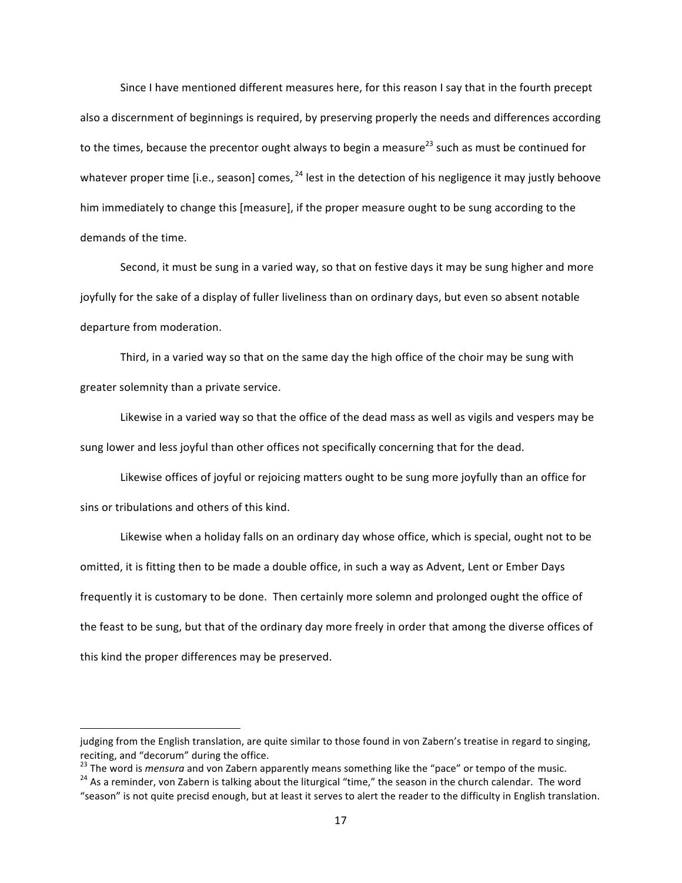Since I have mentioned different measures here, for this reason I say that in the fourth precept also a discernment of beginnings is required, by preserving properly the needs and differences according to the times, because the precentor ought always to begin a measure[23] such as must be continued for whatever proper time [i.e., season] comes,[24] lest in the detection of his negligence it may justly behoove him immediately to change this [measure], if the proper measure ought to be sung according to the demands of the time.

Second, it must be sung in a varied way, so that on festive days it may be sung higher and more joyfully for the sake of a display of fuller liveliness than on ordinary days, but even so absent notable departure from moderation.

Third, in a varied way so that on the same day the high office of the choir may be sung with greater solemnity than a private service.

Likewise in a varied way so that the office of the dead mass as well as vigils and vespers may be sung lower and less joyful than other offices not specifically concerning that for the dead.

Likewise offices of joyful or rejoicing matters ought to be sung more joyfully than an office for sins or tribulations and others of this kind.

Likewise when a holiday falls on an ordinary day whose office, which is special, ought not to be omitted, it is fitting then to be made a double office, in such a way as Advent, Lent or Ember Days frequently it is customary to be done. Then certainly more solemn and prolonged ought the office of the feast to be sung, but that of the ordinary day more freely in order that among the diverse offices of this kind the proper differences may be preserved.

---

judging from the English translation, are quite similar to those found in von Zabern's treatise in regard to singing, reciting, and "decorum" during the office.

[23] The word is *mensura* and von Zabern apparently means something like the "pace" or tempo of the music.

[24] As a reminder, von Zabern is talking about the liturgical "time," the season in the church calendar. The word "season" is not quite precisd enough, but at least it serves to alert the reader to the difficulty in English translation.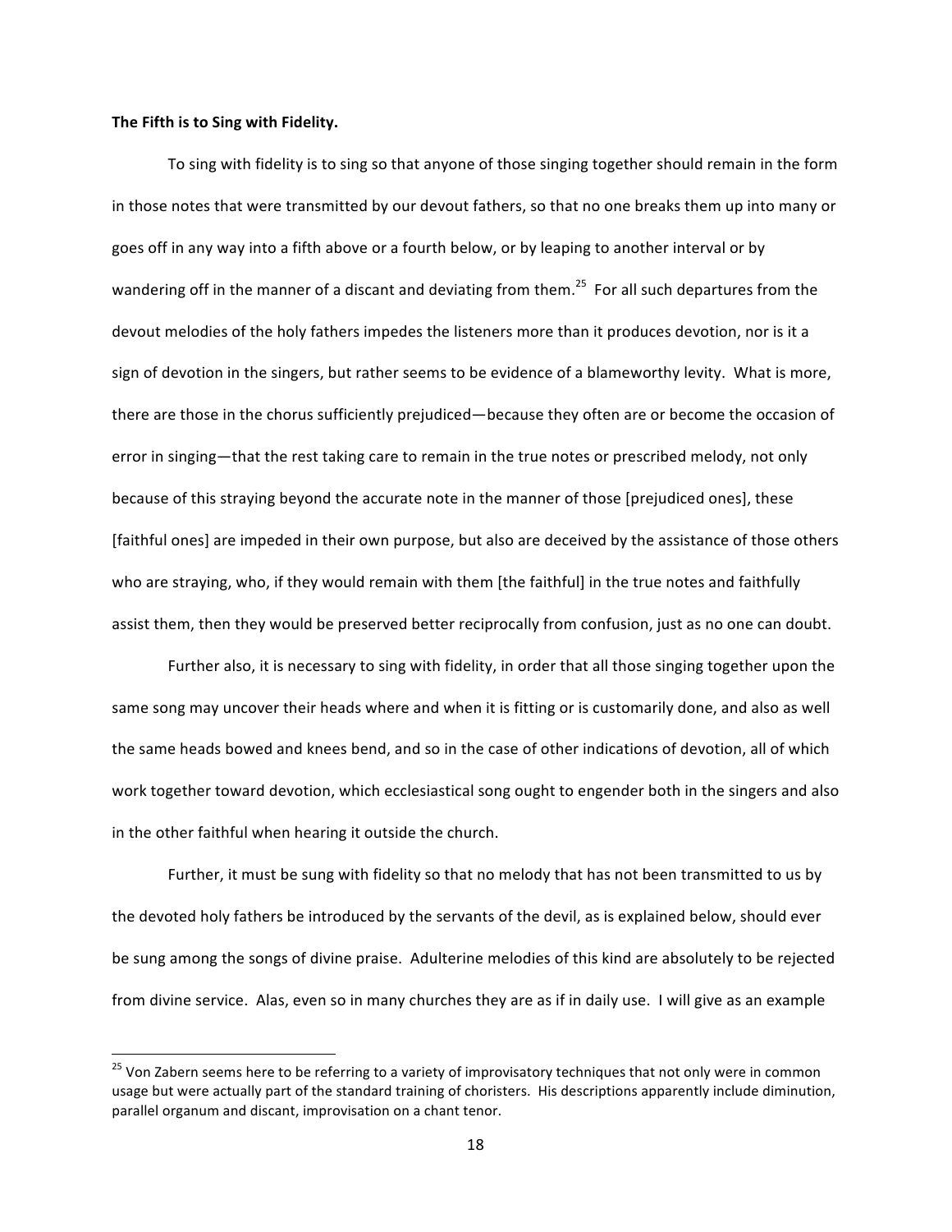**The Fifth is to Sing with Fidelity.**

To sing with fidelity is to sing so that anyone of those singing together should remain in the form in those notes that were transmitted by our devout fathers, so that no one breaks them up into many or goes off in any way into a fifth above or a fourth below, or by leaping to another interval or by wandering off in the manner of a discant and deviating from them.[25] For all such departures from the devout melodies of the holy fathers impedes the listeners more than it produces devotion, nor is it a sign of devotion in the singers, but rather seems to be evidence of a blameworthy levity. What is more, there are those in the chorus sufficiently prejudiced—because they often are or become the occasion of error in singing—that the rest taking care to remain in the true notes or prescribed melody, not only because of this straying beyond the accurate note in the manner of those [prejudiced ones], these [faithful ones] are impeded in their own purpose, but also are deceived by the assistance of those others who are straying, who, if they would remain with them [the faithful] in the true notes and faithfully assist them, then they would be preserved better reciprocally from confusion, just as no one can doubt.

Further also, it is necessary to sing with fidelity, in order that all those singing together upon the same song may uncover their heads where and when it is fitting or is customarily done, and also as well the same heads bowed and knees bend, and so in the case of other indications of devotion, all of which work together toward devotion, which ecclesiastical song ought to engender both in the singers and also in the other faithful when hearing it outside the church.

Further, it must be sung with fidelity so that no melody that has not been transmitted to us by the devoted holy fathers be introduced by the servants of the devil, as is explained below, should ever be sung among the songs of divine praise. Adulterine melodies of this kind are absolutely to be rejected from divine service. Alas, even so in many churches they are as if in daily use. I will give as an example

---

[25] Von Zabern seems here to be referring to a variety of improvisatory techniques that not only were in common usage but were actually part of the standard training of choristers. His descriptions apparently include diminution, parallel organum and discant, improvisation on a chant tenor.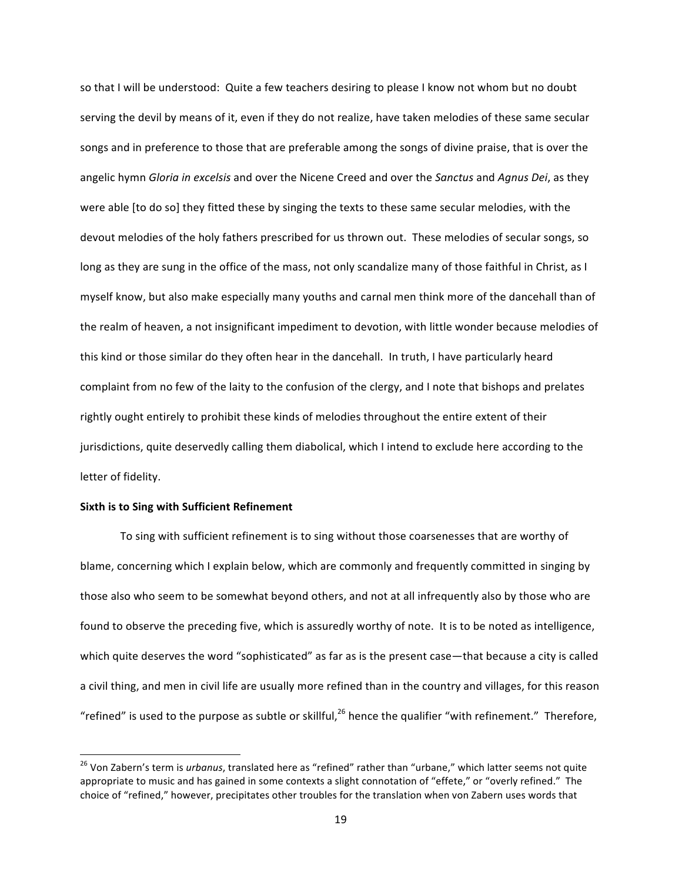so that I will be understood: Quite a few teachers desiring to please I know not whom but no doubt serving the devil by means of it, even if they do not realize, have taken melodies of these same secular songs and in preference to those that are preferable among the songs of divine praise, that is over the angelic hymn *Gloria in excelsis* and over the Nicene Creed and over the *Sanctus* and *Agnus Dei*, as they were able [to do so] they fitted these by singing the texts to these same secular melodies, with the devout melodies of the holy fathers prescribed for us thrown out. These melodies of secular songs, so long as they are sung in the office of the mass, not only scandalize many of those faithful in Christ, as I myself know, but also make especially many youths and carnal men think more of the dancehall than of the realm of heaven, a not insignificant impediment to devotion, with little wonder because melodies of this kind or those similar do they often hear in the dancehall. In truth, I have particularly heard complaint from no few of the laity to the confusion of the clergy, and I note that bishops and prelates rightly ought entirely to prohibit these kinds of melodies throughout the entire extent of their jurisdictions, quite deservedly calling them diabolical, which I intend to exclude here according to the letter of fidelity.

**Sixth is to Sing with Sufficient Refinement**

To sing with sufficient refinement is to sing without those coarsenesses that are worthy of blame, concerning which I explain below, which are commonly and frequently committed in singing by those also who seem to be somewhat beyond others, and not at all infrequently also by those who are found to observe the preceding five, which is assuredly worthy of note. It is to be noted as intelligence, which quite deserves the word "sophisticated" as far as is the present case—that because a city is called a civil thing, and men in civil life are usually more refined than in the country and villages, for this reason "refined" is used to the purpose as subtle or skillful,[26] hence the qualifier "with refinement." Therefore,

---

[26] Von Zabern's term is *urbanus*, translated here as "refined" rather than "urbane," which latter seems not quite appropriate to music and has gained in some contexts a slight connotation of "effete," or "overly refined." The choice of "refined," however, precipitates other troubles for the translation when von Zabern uses words that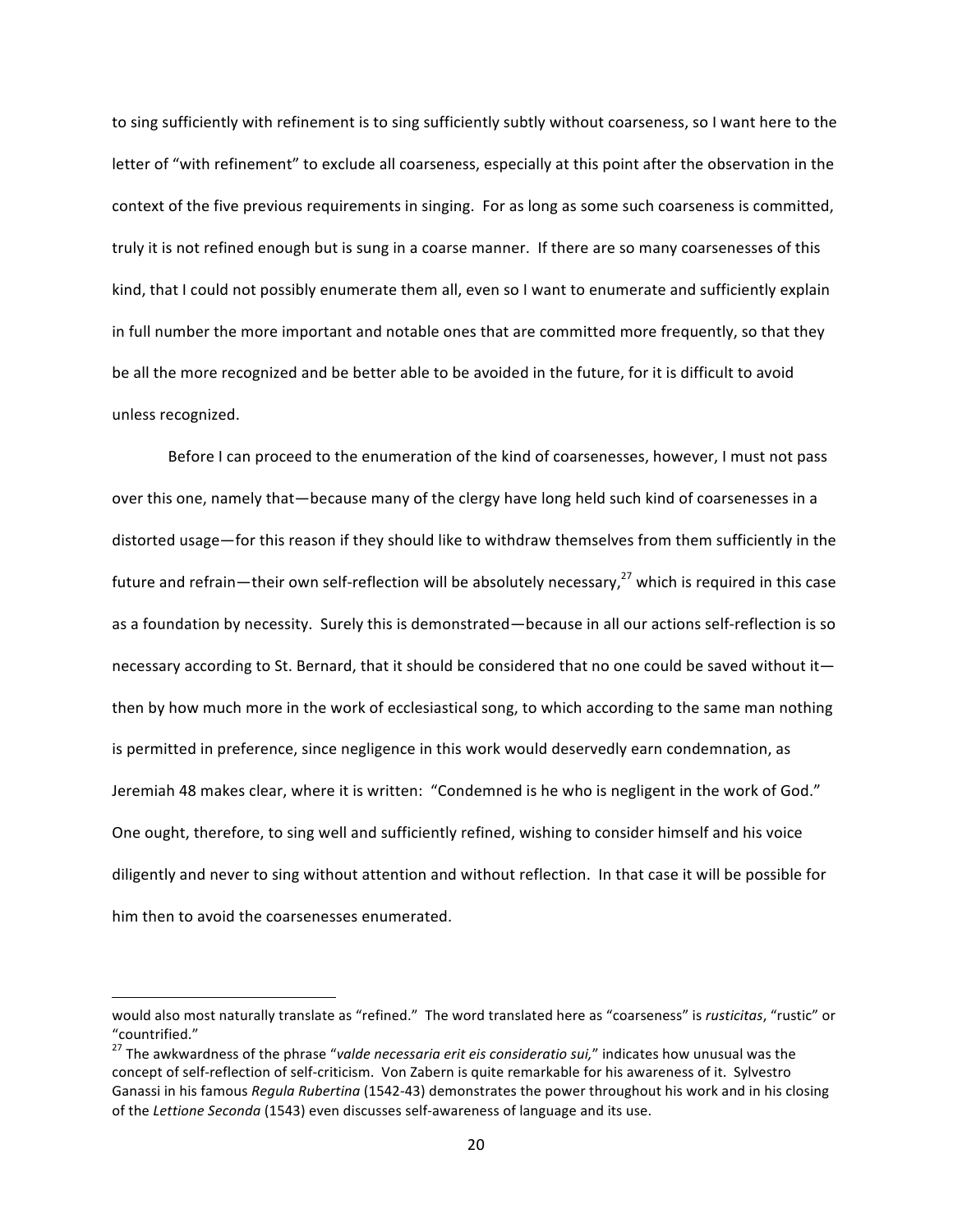to sing sufficiently with refinement is to sing sufficiently subtly without coarseness, so I want here to the letter of "with refinement" to exclude all coarseness, especially at this point after the observation in the context of the five previous requirements in singing. For as long as some such coarseness is committed, truly it is not refined enough but is sung in a coarse manner. If there are so many coarsenesses of this kind, that I could not possibly enumerate them all, even so I want to enumerate and sufficiently explain in full number the more important and notable ones that are committed more frequently, so that they be all the more recognized and be better able to be avoided in the future, for it is difficult to avoid unless recognized.

Before I can proceed to the enumeration of the kind of coarsenesses, however, I must not pass over this one, namely that—because many of the clergy have long held such kind of coarsenesses in a distorted usage—for this reason if they should like to withdraw themselves from them sufficiently in the future and refrain—their own self-reflection will be absolutely necessary,[27] which is required in this case as a foundation by necessity. Surely this is demonstrated—because in all our actions self-reflection is so necessary according to St. Bernard, that it should be considered that no one could be saved without it—then by how much more in the work of ecclesiastical song, to which according to the same man nothing is permitted in preference, since negligence in this work would deservedly earn condemnation, as Jeremiah 48 makes clear, where it is written: "Condemned is he who is negligent in the work of God." One ought, therefore, to sing well and sufficiently refined, wishing to consider himself and his voice diligently and never to sing without attention and without reflection. In that case it will be possible for him then to avoid the coarsenesses enumerated.

---

would also most naturally translate as "refined." The word translated here as "coarseness" is *rusticitas*, "rustic" or "countrified."

[27] The awkwardness of the phrase "*valde necessaria erit eis consideratio sui,*" indicates how unusual was the concept of self-reflection of self-criticism. Von Zabern is quite remarkable for his awareness of it. Sylvestro Ganassi in his famous *Regula Rubertina* (1542-43) demonstrates the power throughout his work and in his closing of the *Lettione Seconda* (1543) even discusses self-awareness of language and its use.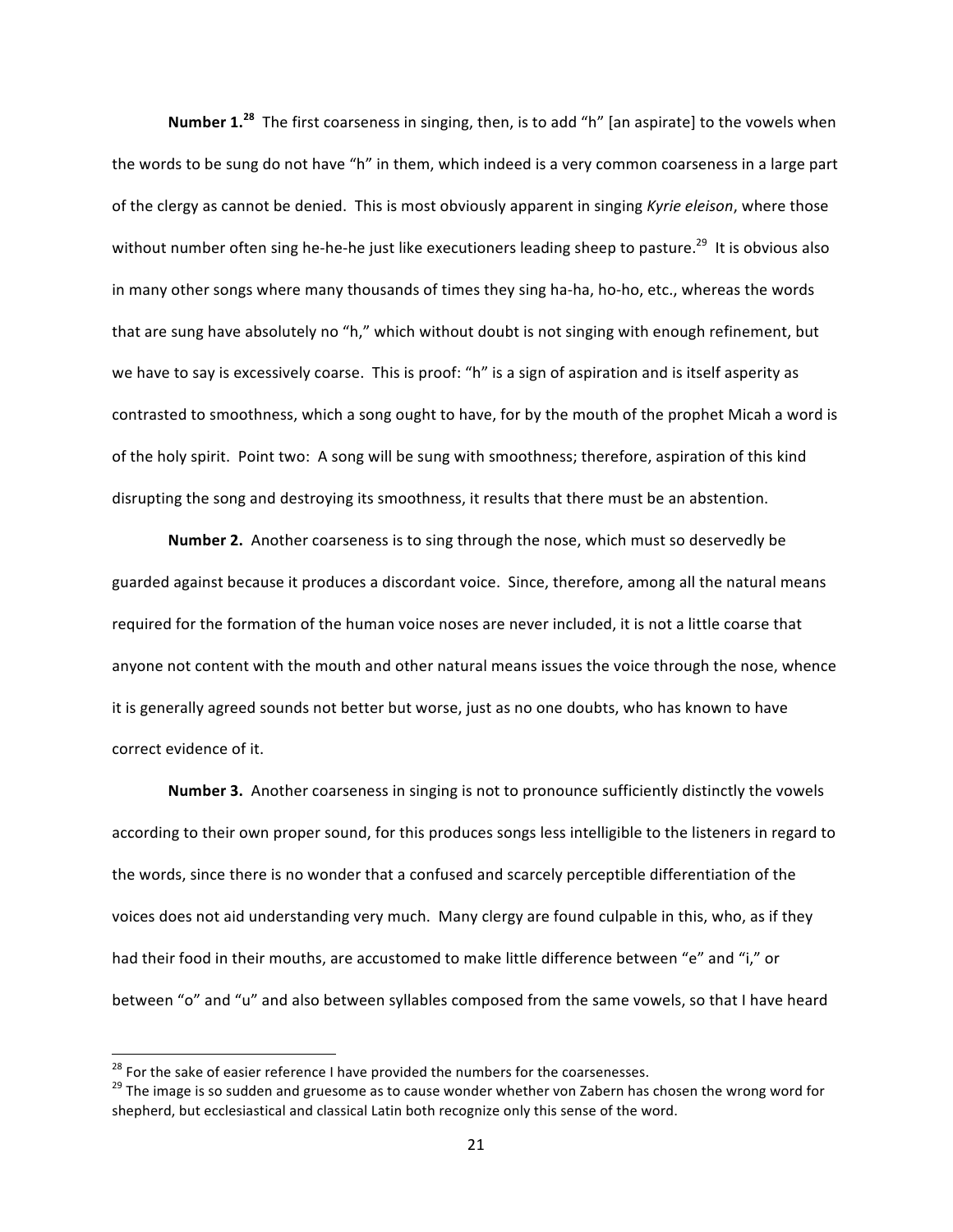**Number 1.**[28] The first coarseness in singing, then, is to add "h" [an aspirate] to the vowels when the words to be sung do not have "h" in them, which indeed is a very common coarseness in a large part of the clergy as cannot be denied. This is most obviously apparent in singing *Kyrie eleison*, where those without number often sing he-he-he just like executioners leading sheep to pasture.[29] It is obvious also in many other songs where many thousands of times they sing ha-ha, ho-ho, etc., whereas the words that are sung have absolutely no "h," which without doubt is not singing with enough refinement, but we have to say is excessively coarse. This is proof: "h" is a sign of aspiration and is itself asperity as contrasted to smoothness, which a song ought to have, for by the mouth of the prophet Micah a word is of the holy spirit. Point two: A song will be sung with smoothness; therefore, aspiration of this kind disrupting the song and destroying its smoothness, it results that there must be an abstention.

**Number 2.** Another coarseness is to sing through the nose, which must so deservedly be guarded against because it produces a discordant voice. Since, therefore, among all the natural means required for the formation of the human voice noses are never included, it is not a little coarse that anyone not content with the mouth and other natural means issues the voice through the nose, whence it is generally agreed sounds not better but worse, just as no one doubts, who has known to have correct evidence of it.

**Number 3.** Another coarseness in singing is not to pronounce sufficiently distinctly the vowels according to their own proper sound, for this produces songs less intelligible to the listeners in regard to the words, since there is no wonder that a confused and scarcely perceptible differentiation of the voices does not aid understanding very much. Many clergy are found culpable in this, who, as if they had their food in their mouths, are accustomed to make little difference between "e" and "i," or between "o" and "u" and also between syllables composed from the same vowels, so that I have heard

---

[28] For the sake of easier reference I have provided the numbers for the coarsenesses.

[29] The image is so sudden and gruesome as to cause wonder whether von Zabern has chosen the wrong word for shepherd, but ecclesiastical and classical Latin both recognize only this sense of the word.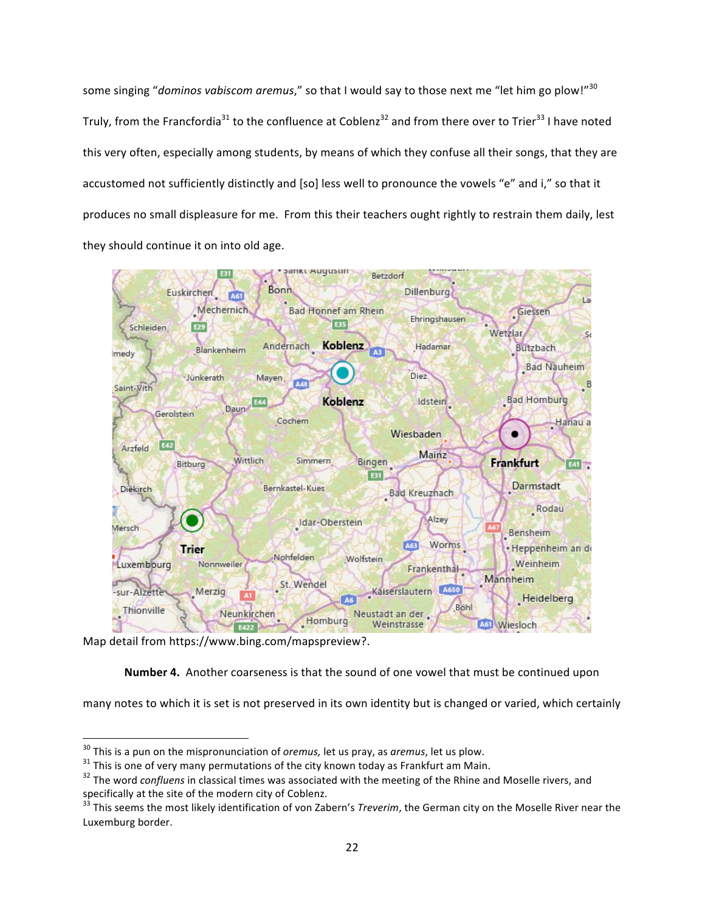some singing "*dominos vabiscom aremus*," so that I would say to those next me "let him go plow!"[30] Truly, from the Francfordia[31] to the confluence at Coblenz[32] and from there over to Trier[33] I have noted this very often, especially among students, by means of which they confuse all their songs, that they are accustomed not sufficiently distinctly and [so] less well to pronounce the vowels "e" and i," so that it produces no small displeasure for me. From this their teachers ought rightly to restrain them daily, lest they should continue it on into old age.

Map detail from https://www.bing.com/mapspreview?.

**Number 4.** Another coarseness is that the sound of one vowel that must be continued upon many notes to which it is set is not preserved in its own identity but is changed or varied, which certainly

---

[30] This is a pun on the mispronunciation of *oremus,* let us pray, as *aremus*, let us plow.

[31] This is one of very many permutations of the city known today as Frankfurt am Main.

[32] The word *confluens* in classical times was associated with the meeting of the Rhine and Moselle rivers, and specifically at the site of the modern city of Coblenz.

[33] This seems the most likely identification of von Zabern's *Treverim*, the German city on the Moselle River near the Luxemburg border.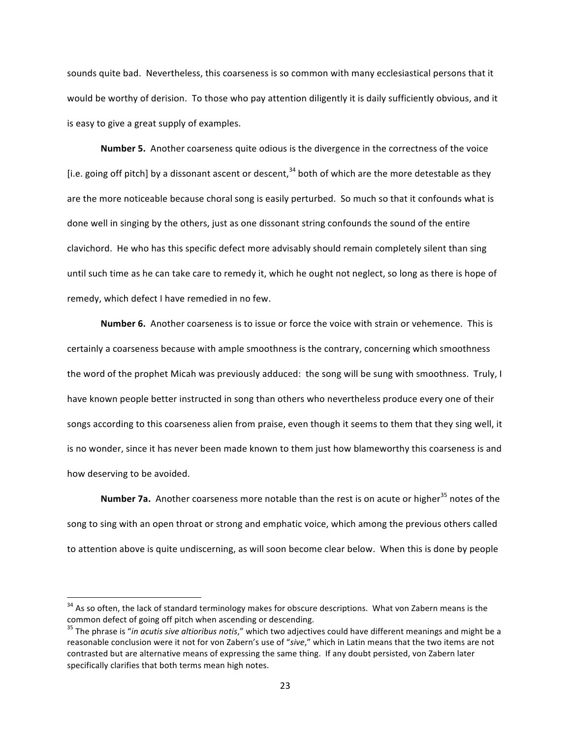sounds quite bad. Nevertheless, this coarseness is so common with many ecclesiastical persons that it would be worthy of derision. To those who pay attention diligently it is daily sufficiently obvious, and it is easy to give a great supply of examples.

**Number 5.** Another coarseness quite odious is the divergence in the correctness of the voice [i.e. going off pitch] by a dissonant ascent or descent,[34] both of which are the more detestable as they are the more noticeable because choral song is easily perturbed. So much so that it confounds what is done well in singing by the others, just as one dissonant string confounds the sound of the entire clavichord. He who has this specific defect more advisably should remain completely silent than sing until such time as he can take care to remedy it, which he ought not neglect, so long as there is hope of remedy, which defect I have remedied in no few.

**Number 6.** Another coarseness is to issue or force the voice with strain or vehemence. This is certainly a coarseness because with ample smoothness is the contrary, concerning which smoothness the word of the prophet Micah was previously adduced: the song will be sung with smoothness. Truly, I have known people better instructed in song than others who nevertheless produce every one of their songs according to this coarseness alien from praise, even though it seems to them that they sing well, it is no wonder, since it has never been made known to them just how blameworthy this coarseness is and how deserving to be avoided.

**Number 7a.** Another coarseness more notable than the rest is on acute or higher[35] notes of the song to sing with an open throat or strong and emphatic voice, which among the previous others called to attention above is quite undiscerning, as will soon become clear below. When this is done by people

---

[34] As so often, the lack of standard terminology makes for obscure descriptions. What von Zabern means is the common defect of going off pitch when ascending or descending.

[35] The phrase is "*in acutis sive altioribus notis*," which two adjectives could have different meanings and might be a reasonable conclusion were it not for von Zabern's use of "*sive*," which in Latin means that the two items are not contrasted but are alternative means of expressing the same thing. If any doubt persisted, von Zabern later specifically clarifies that both terms mean high notes.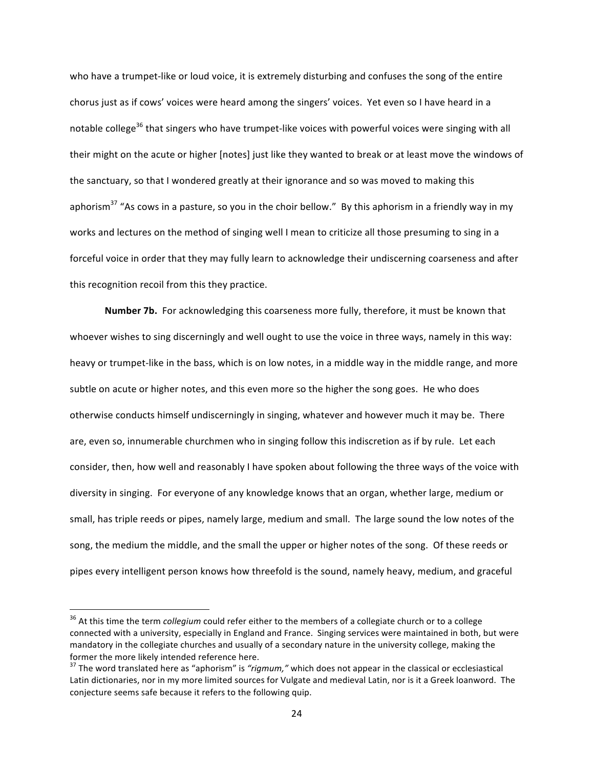who have a trumpet-like or loud voice, it is extremely disturbing and confuses the song of the entire chorus just as if cows' voices were heard among the singers' voices. Yet even so I have heard in a notable college[36] that singers who have trumpet-like voices with powerful voices were singing with all their might on the acute or higher [notes] just like they wanted to break or at least move the windows of the sanctuary, so that I wondered greatly at their ignorance and so was moved to making this aphorism[37] "As cows in a pasture, so you in the choir bellow." By this aphorism in a friendly way in my works and lectures on the method of singing well I mean to criticize all those presuming to sing in a forceful voice in order that they may fully learn to acknowledge their undiscerning coarseness and after this recognition recoil from this they practice.

**Number 7b.** For acknowledging this coarseness more fully, therefore, it must be known that whoever wishes to sing discerningly and well ought to use the voice in three ways, namely in this way: heavy or trumpet-like in the bass, which is on low notes, in a middle way in the middle range, and more subtle on acute or higher notes, and this even more so the higher the song goes. He who does otherwise conducts himself undiscerningly in singing, whatever and however much it may be. There are, even so, innumerable churchmen who in singing follow this indiscretion as if by rule. Let each consider, then, how well and reasonably I have spoken about following the three ways of the voice with diversity in singing. For everyone of any knowledge knows that an organ, whether large, medium or small, has triple reeds or pipes, namely large, medium and small. The large sound the low notes of the song, the medium the middle, and the small the upper or higher notes of the song. Of these reeds or pipes every intelligent person knows how threefold is the sound, namely heavy, medium, and graceful

---

[36] At this time the term *collegium* could refer either to the members of a collegiate church or to a college connected with a university, especially in England and France. Singing services were maintained in both, but were mandatory in the collegiate churches and usually of a secondary nature in the university college, making the former the more likely intended reference here.

[37] The word translated here as "aphorism" is *"rigmum,"* which does not appear in the classical or ecclesiastical Latin dictionaries, nor in my more limited sources for Vulgate and medieval Latin, nor is it a Greek loanword. The conjecture seems safe because it refers to the following quip.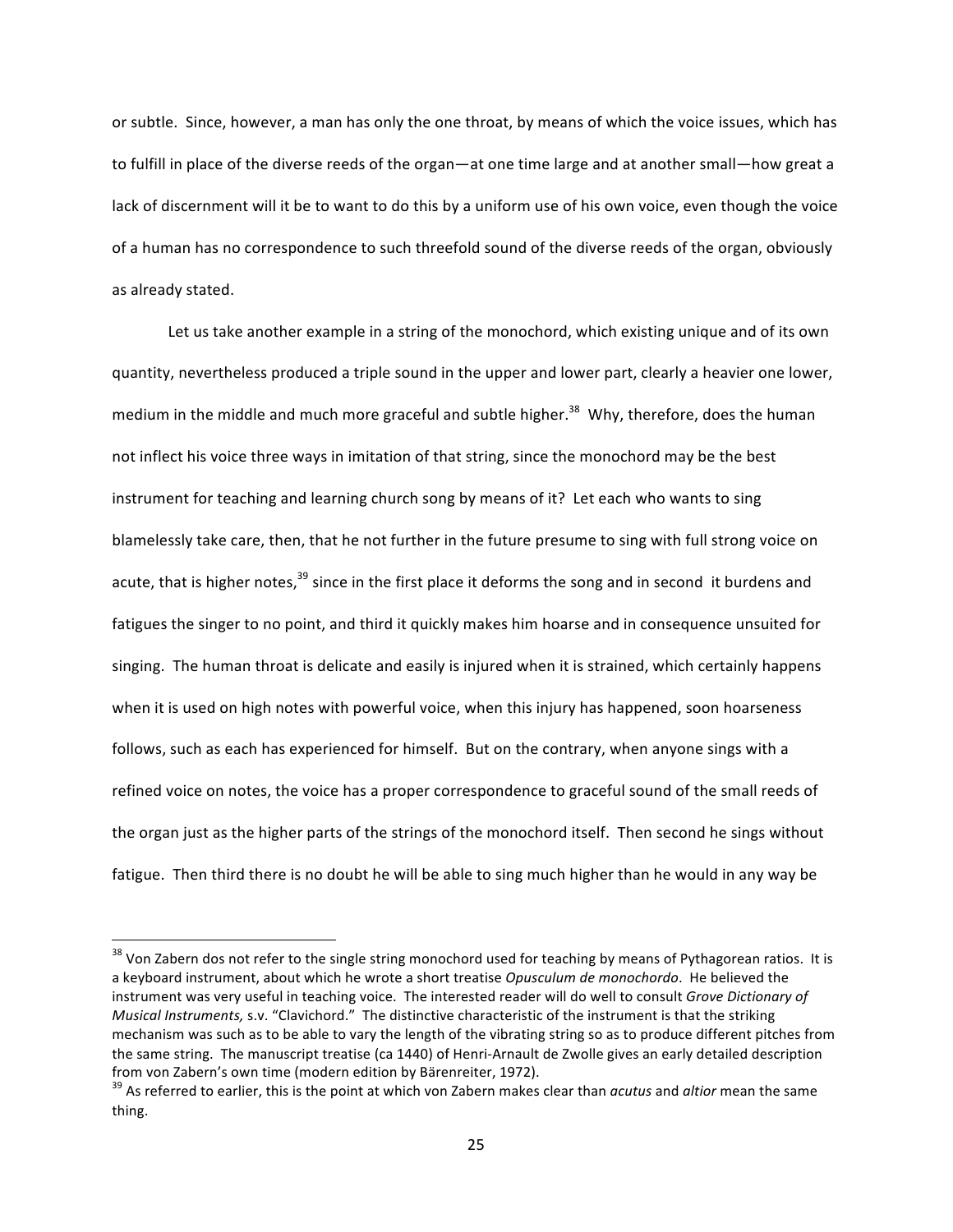or subtle. Since, however, a man has only the one throat, by means of which the voice issues, which has to fulfill in place of the diverse reeds of the organ—at one time large and at another small—how great a lack of discernment will it be to want to do this by a uniform use of his own voice, even though the voice of a human has no correspondence to such threefold sound of the diverse reeds of the organ, obviously as already stated.

Let us take another example in a string of the monochord, which existing unique and of its own quantity, nevertheless produced a triple sound in the upper and lower part, clearly a heavier one lower, medium in the middle and much more graceful and subtle higher.[38] Why, therefore, does the human not inflect his voice three ways in imitation of that string, since the monochord may be the best instrument for teaching and learning church song by means of it? Let each who wants to sing blamelessly take care, then, that he not further in the future presume to sing with full strong voice on acute, that is higher notes,[39] since in the first place it deforms the song and in second it burdens and fatigues the singer to no point, and third it quickly makes him hoarse and in consequence unsuited for singing. The human throat is delicate and easily is injured when it is strained, which certainly happens when it is used on high notes with powerful voice, when this injury has happened, soon hoarseness follows, such as each has experienced for himself. But on the contrary, when anyone sings with a refined voice on notes, the voice has a proper correspondence to graceful sound of the small reeds of the organ just as the higher parts of the strings of the monochord itself. Then second he sings without fatigue. Then third there is no doubt he will be able to sing much higher than he would in any way be

---

[38] Von Zabern dos not refer to the single string monochord used for teaching by means of Pythagorean ratios. It is a keyboard instrument, about which he wrote a short treatise *Opusculum de monochordo*. He believed the instrument was very useful in teaching voice. The interested reader will do well to consult *Grove Dictionary of Musical Instruments,* s.v. "Clavichord." The distinctive characteristic of the instrument is that the striking mechanism was such as to be able to vary the length of the vibrating string so as to produce different pitches from the same string. The manuscript treatise (ca 1440) of Henri-Arnault de Zwolle gives an early detailed description from von Zabern's own time (modern edition by Bärenreiter, 1972).

[39] As referred to earlier, this is the point at which von Zabern makes clear than *acutus* and *altior* mean the same thing.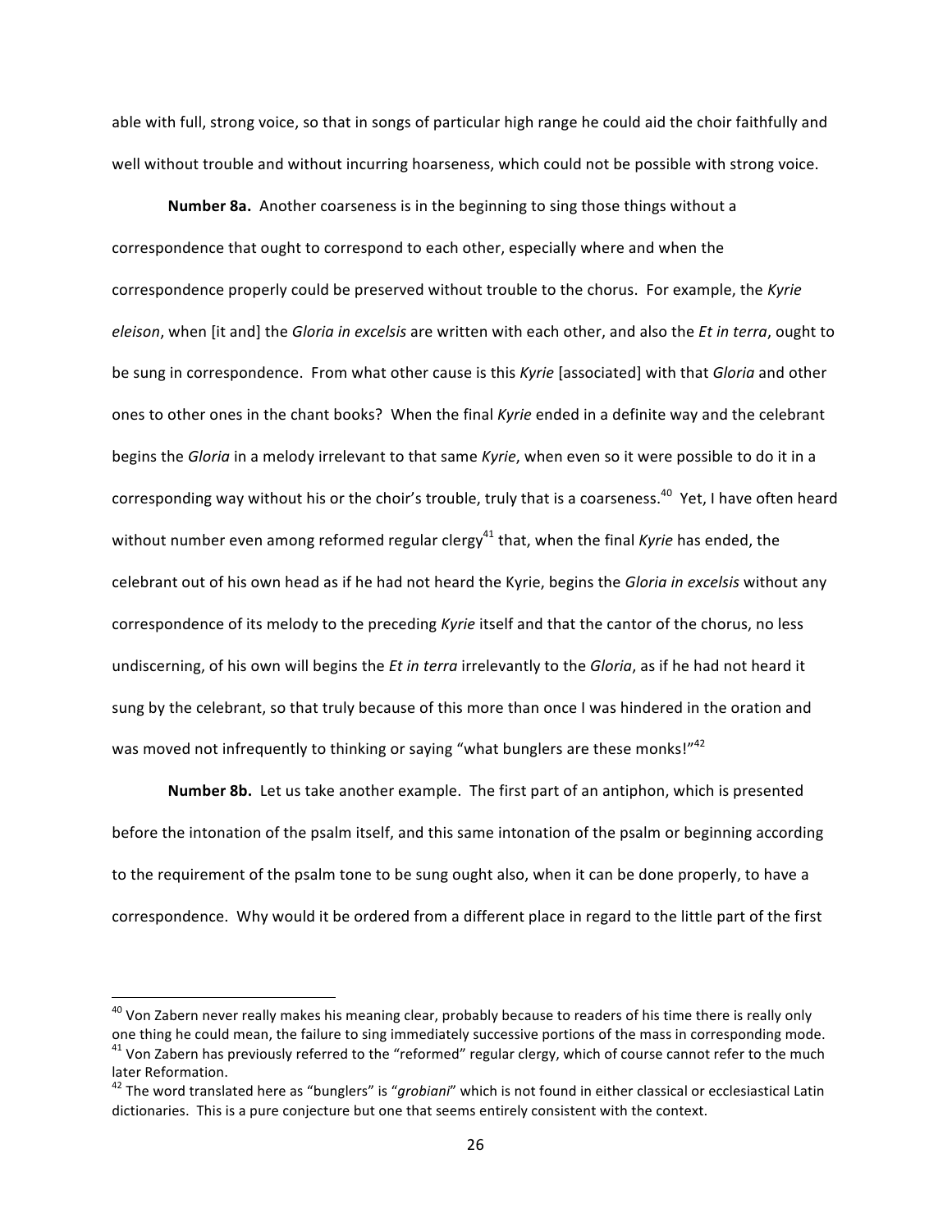able with full, strong voice, so that in songs of particular high range he could aid the choir faithfully and well without trouble and without incurring hoarseness, which could not be possible with strong voice.

**Number 8a.** Another coarseness is in the beginning to sing those things without a correspondence that ought to correspond to each other, especially where and when the correspondence properly could be preserved without trouble to the chorus. For example, the *Kyrie eleison*, when [it and] the *Gloria in excelsis* are written with each other, and also the *Et in terra*, ought to be sung in correspondence. From what other cause is this *Kyrie* [associated] with that *Gloria* and other ones to other ones in the chant books? When the final *Kyrie* ended in a definite way and the celebrant begins the *Gloria* in a melody irrelevant to that same *Kyrie*, when even so it were possible to do it in a corresponding way without his or the choir's trouble, truly that is a coarseness.[40] Yet, I have often heard without number even among reformed regular clergy[41] that, when the final *Kyrie* has ended, the celebrant out of his own head as if he had not heard the Kyrie, begins the *Gloria in excelsis* without any correspondence of its melody to the preceding *Kyrie* itself and that the cantor of the chorus, no less undiscerning, of his own will begins the *Et in terra* irrelevantly to the *Gloria*, as if he had not heard it sung by the celebrant, so that truly because of this more than once I was hindered in the oration and was moved not infrequently to thinking or saying "what bunglers are these monks!"[42]

**Number 8b.** Let us take another example. The first part of an antiphon, which is presented before the intonation of the psalm itself, and this same intonation of the psalm or beginning according to the requirement of the psalm tone to be sung ought also, when it can be done properly, to have a correspondence. Why would it be ordered from a different place in regard to the little part of the first

---

[40] Von Zabern never really makes his meaning clear, probably because to readers of his time there is really only one thing he could mean, the failure to sing immediately successive portions of the mass in corresponding mode.

[41] Von Zabern has previously referred to the "reformed" regular clergy, which of course cannot refer to the much later Reformation.

[42] The word translated here as "bunglers" is "*grobiani*" which is not found in either classical or ecclesiastical Latin dictionaries. This is a pure conjecture but one that seems entirely consistent with the context.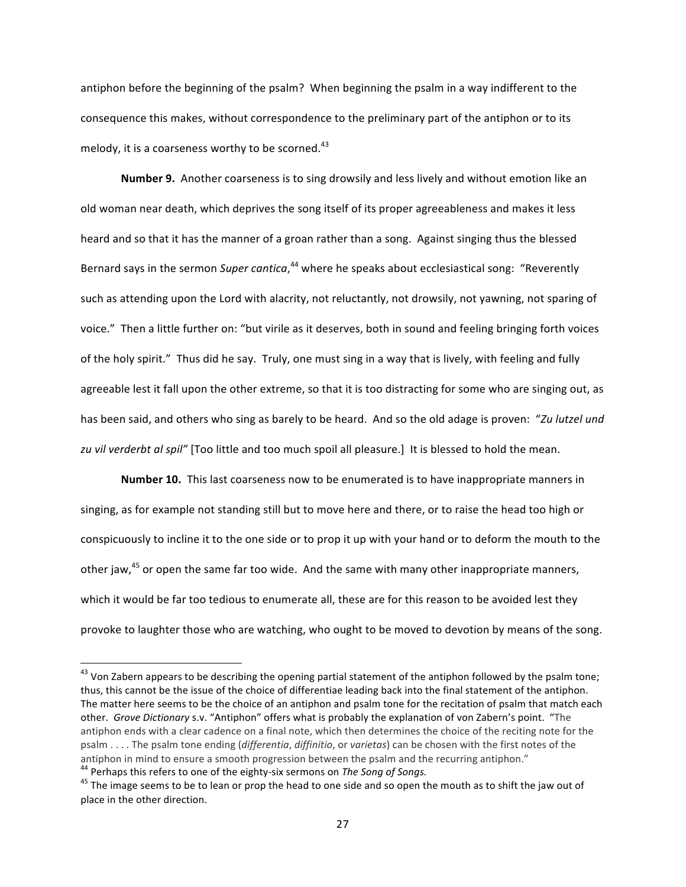antiphon before the beginning of the psalm? When beginning the psalm in a way indifferent to the consequence this makes, without correspondence to the preliminary part of the antiphon or to its melody, it is a coarseness worthy to be scorned.[43]

**Number 9.** Another coarseness is to sing drowsily and less lively and without emotion like an old woman near death, which deprives the song itself of its proper agreeableness and makes it less heard and so that it has the manner of a groan rather than a song. Against singing thus the blessed Bernard says in the sermon *Super cantica*,[44] where he speaks about ecclesiastical song: "Reverently such as attending upon the Lord with alacrity, not reluctantly, not drowsily, not yawning, not sparing of voice." Then a little further on: "but virile as it deserves, both in sound and feeling bringing forth voices of the holy spirit." Thus did he say. Truly, one must sing in a way that is lively, with feeling and fully agreeable lest it fall upon the other extreme, so that it is too distracting for some who are singing out, as has been said, and others who sing as barely to be heard. And so the old adage is proven: "*Zu lutzel und zu vil verderbt al spil"* [Too little and too much spoil all pleasure.] It is blessed to hold the mean.

**Number 10.** This last coarseness now to be enumerated is to have inappropriate manners in singing, as for example not standing still but to move here and there, or to raise the head too high or conspicuously to incline it to the one side or to prop it up with your hand or to deform the mouth to the other jaw,[45] or open the same far too wide. And the same with many other inappropriate manners, which it would be far too tedious to enumerate all, these are for this reason to be avoided lest they provoke to laughter those who are watching, who ought to be moved to devotion by means of the song.

---

[43] Von Zabern appears to be describing the opening partial statement of the antiphon followed by the psalm tone; thus, this cannot be the issue of the choice of differentiae leading back into the final statement of the antiphon. The matter here seems to be the choice of an antiphon and psalm tone for the recitation of psalm that match each other. *Grove Dictionary* s.v. "Antiphon" offers what is probably the explanation of von Zabern's point. "The antiphon ends with a clear cadence on a final note, which then determines the choice of the reciting note for the psalm . . . . The psalm tone ending (*differentia*, *diffinitio*, or *varietas*) can be chosen with the first notes of the antiphon in mind to ensure a smooth progression between the psalm and the recurring antiphon."

[44] Perhaps this refers to one of the eighty-six sermons on *The Song of Songs.*

[45] The image seems to be to lean or prop the head to one side and so open the mouth as to shift the jaw out of place in the other direction.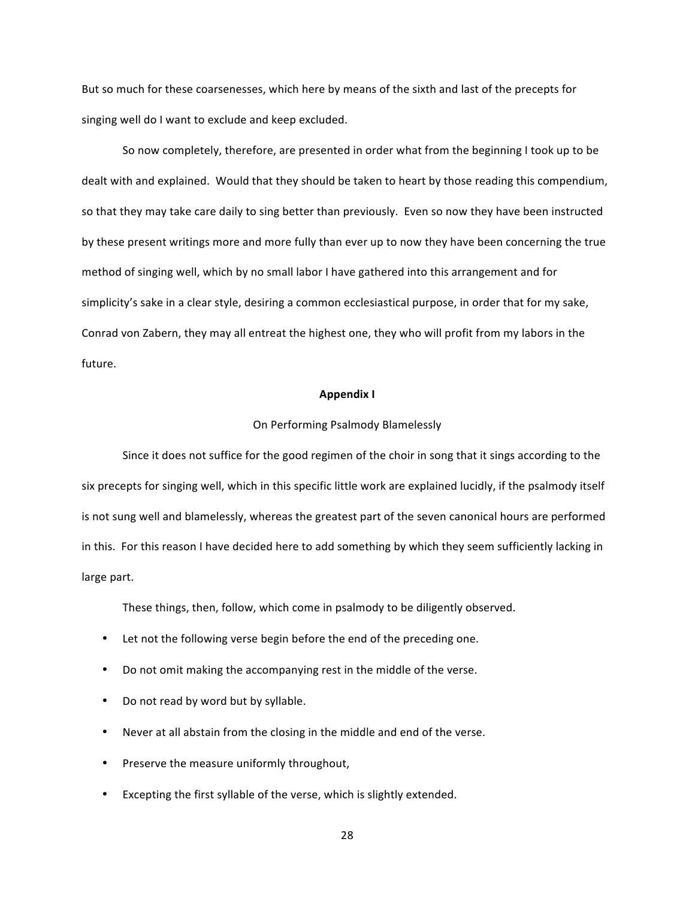But so much for these coarsenesses, which here by means of the sixth and last of the precepts for singing well do I want to exclude and keep excluded.

So now completely, therefore, are presented in order what from the beginning I took up to be dealt with and explained. Would that they should be taken to heart by those reading this compendium, so that they may take care daily to sing better than previously. Even so now they have been instructed by these present writings more and more fully than ever up to now they have been concerning the true method of singing well, which by no small labor I have gathered into this arrangement and for simplicity's sake in a clear style, desiring a common ecclesiastical purpose, in order that for my sake, Conrad von Zabern, they may all entreat the highest one, they who will profit from my labors in the future.

## Appendix I

### On Performing Psalmody Blamelessly

Since it does not suffice for the good regimen of the choir in song that it sings according to the six precepts for singing well, which in this specific little work are explained lucidly, if the psalmody itself is not sung well and blamelessly, whereas the greatest part of the seven canonical hours are performed in this. For this reason I have decided here to add something by which they seem sufficiently lacking in large part.

These things, then, follow, which come in psalmody to be diligently observed.

- Let not the following verse begin before the end of the preceding one.
- Do not omit making the accompanying rest in the middle of the verse.
- Do not read by word but by syllable.
- Never at all abstain from the closing in the middle and end of the verse.
- Preserve the measure uniformly throughout,
- Excepting the first syllable of the verse, which is slightly extended.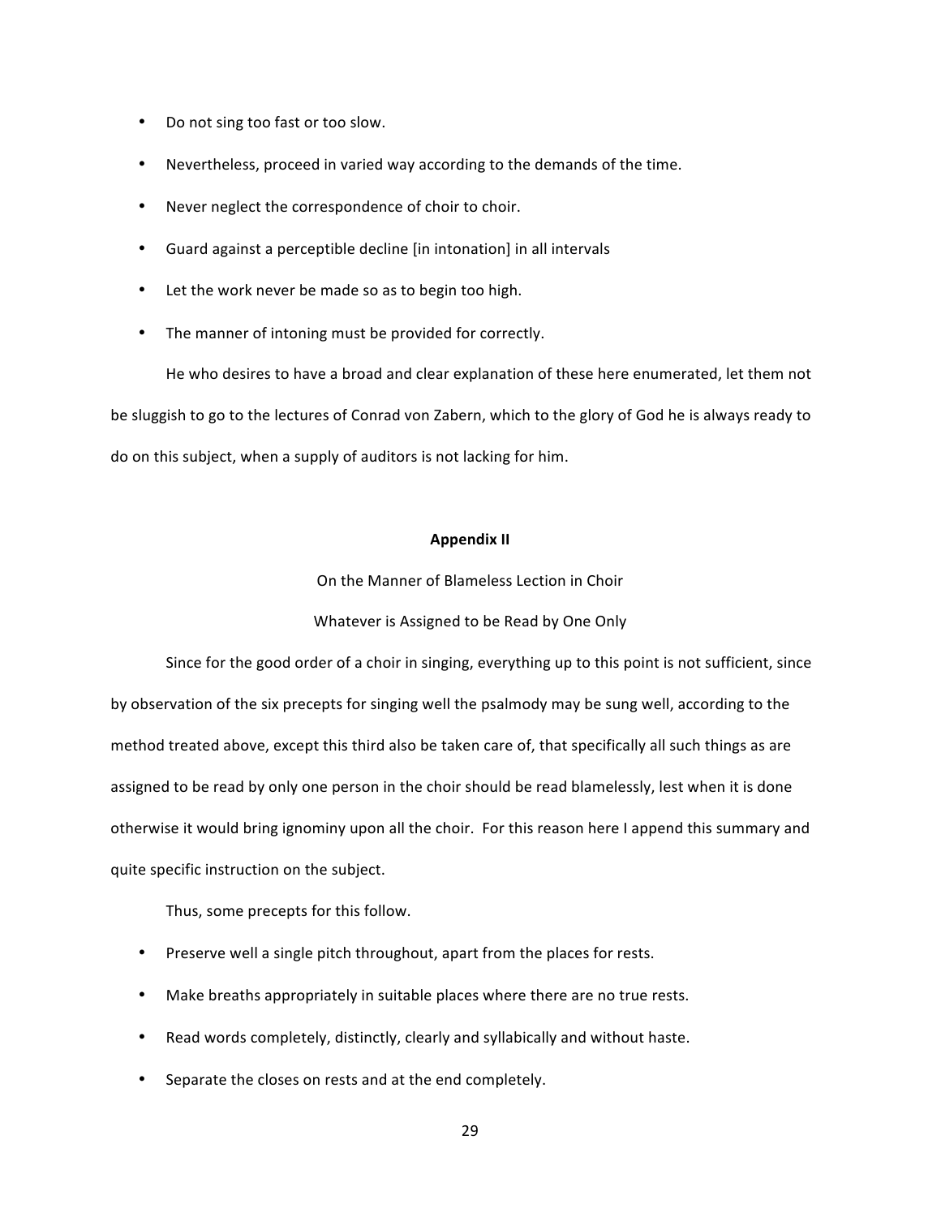- Do not sing too fast or too slow.
- Nevertheless, proceed in varied way according to the demands of the time.
- Never neglect the correspondence of choir to choir.
- Guard against a perceptible decline [in intonation] in all intervals
- Let the work never be made so as to begin too high.
- The manner of intoning must be provided for correctly.

He who desires to have a broad and clear explanation of these here enumerated, let them not be sluggish to go to the lectures of Conrad von Zabern, which to the glory of God he is always ready to do on this subject, when a supply of auditors is not lacking for him.

## Appendix II

On the Manner of Blameless Lection in Choir

Whatever is Assigned to be Read by One Only

Since for the good order of a choir in singing, everything up to this point is not sufficient, since by observation of the six precepts for singing well the psalmody may be sung well, according to the method treated above, except this third also be taken care of, that specifically all such things as are assigned to be read by only one person in the choir should be read blamelessly, lest when it is done otherwise it would bring ignominy upon all the choir. For this reason here I append this summary and quite specific instruction on the subject.

Thus, some precepts for this follow.

- Preserve well a single pitch throughout, apart from the places for rests.
- Make breaths appropriately in suitable places where there are no true rests.
- Read words completely, distinctly, clearly and syllabically and without haste.
- Separate the closes on rests and at the end completely.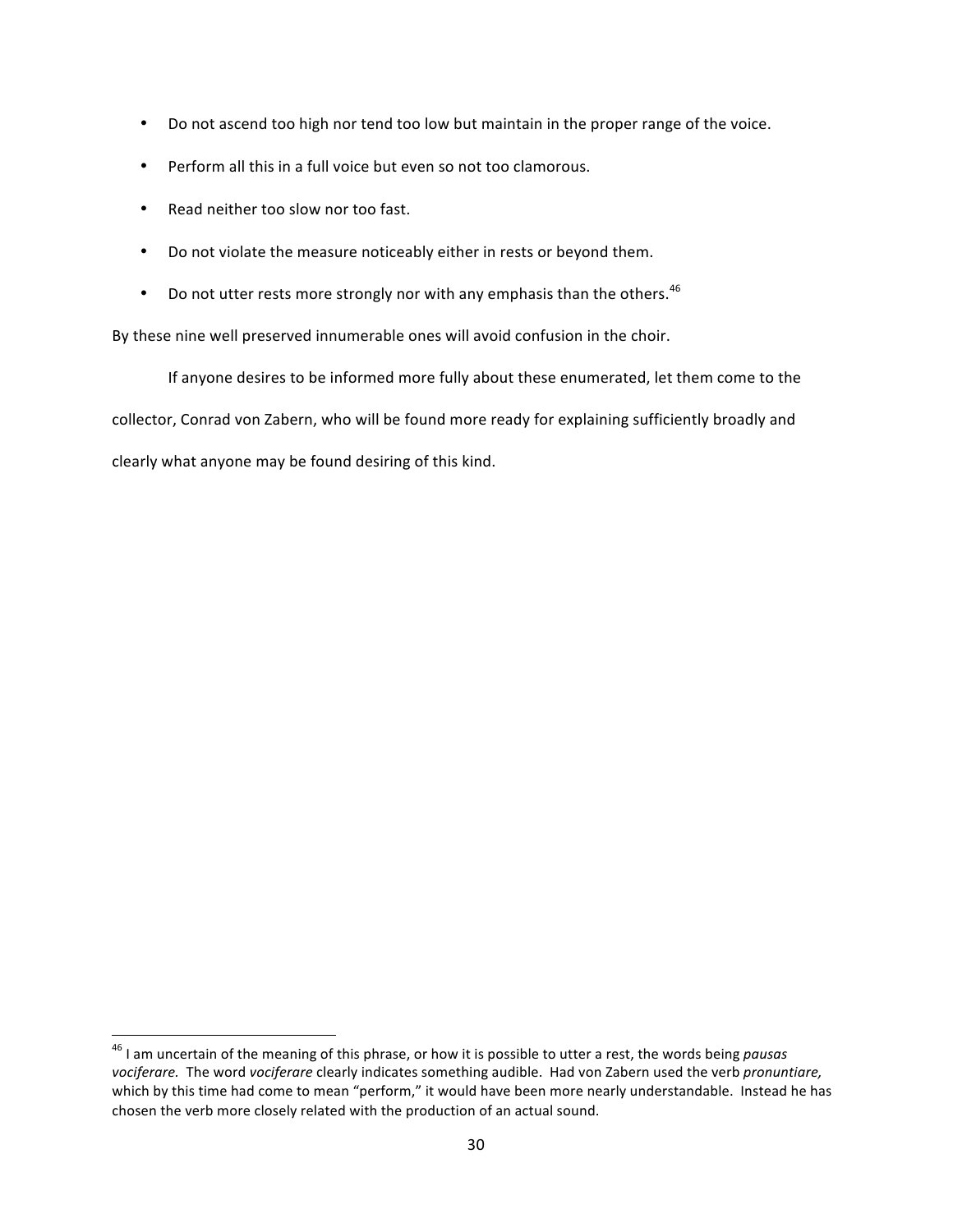- Do not ascend too high nor tend too low but maintain in the proper range of the voice.
- Perform all this in a full voice but even so not too clamorous.
- Read neither too slow nor too fast.
- Do not violate the measure noticeably either in rests or beyond them.
- Do not utter rests more strongly nor with any emphasis than the others.[46]

By these nine well preserved innumerable ones will avoid confusion in the choir.

If anyone desires to be informed more fully about these enumerated, let them come to the collector, Conrad von Zabern, who will be found more ready for explaining sufficiently broadly and clearly what anyone may be found desiring of this kind.

---

[46] I am uncertain of the meaning of this phrase, or how it is possible to utter a rest, the words being *pausas vociferare.* The word *vociferare* clearly indicates something audible. Had von Zabern used the verb *pronuntiare,* which by this time had come to mean "perform," it would have been more nearly understandable. Instead he has chosen the verb more closely related with the production of an actual sound.